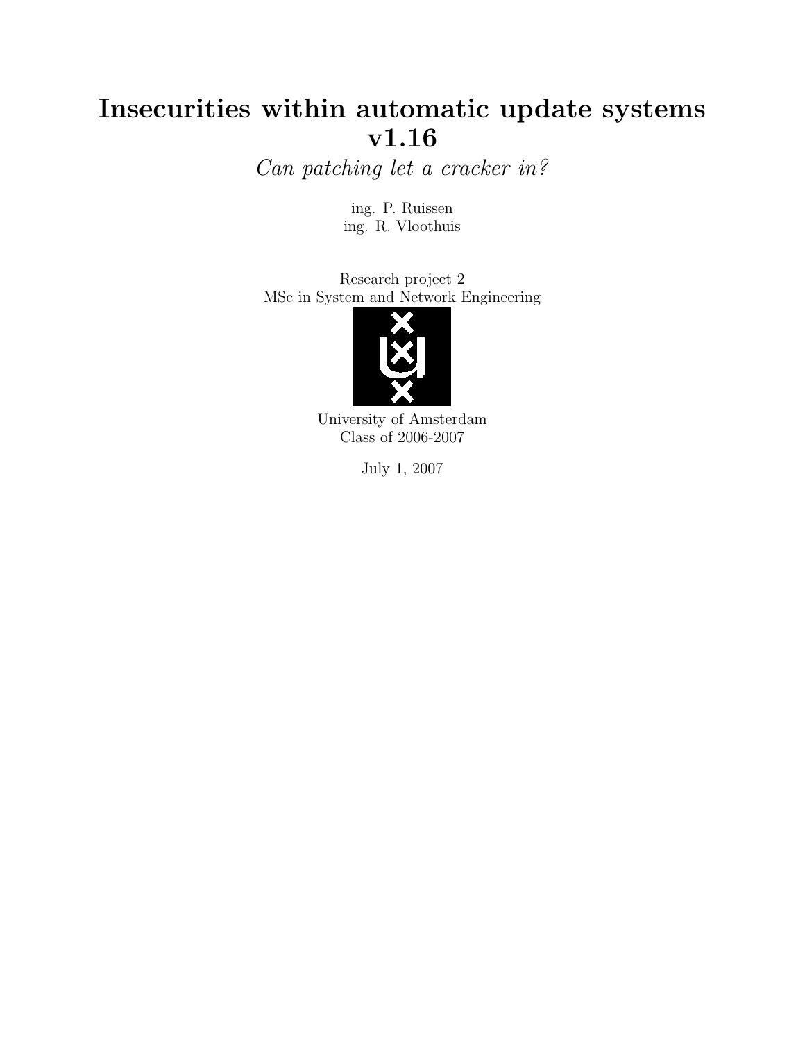# Insecurities within automatic update systems v1.16

*Can patching let a cracker in?*

ing. P. Ruissen
ing. R. Vloothuis

Research project 2
MSc in System and Network Engineering

University of Amsterdam
Class of 2006-2007

July 1, 2007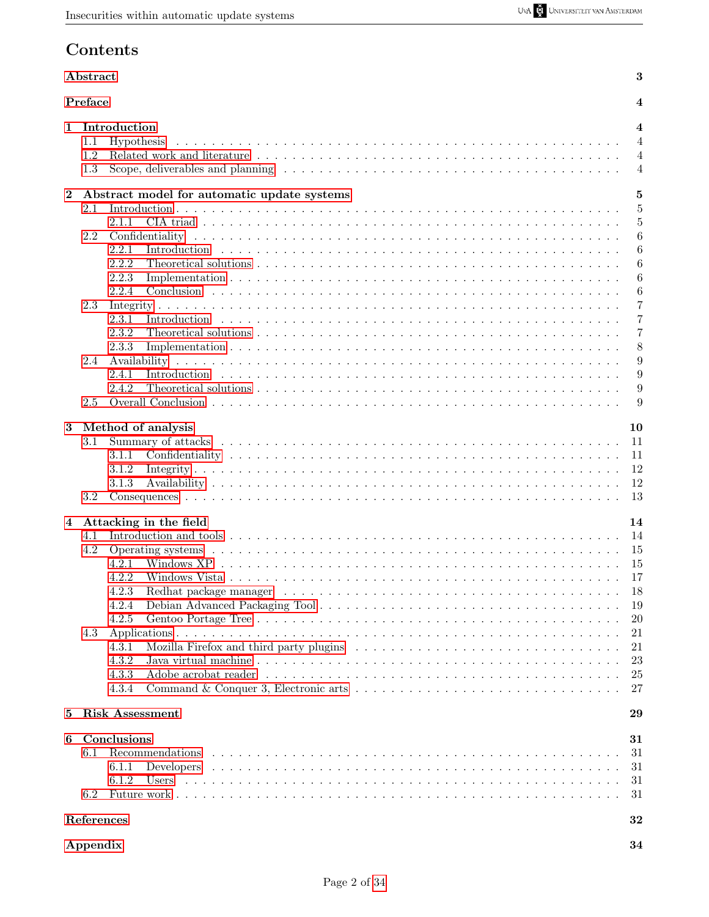# Contents

**Abstract** 3

**Preface** 4

**1 Introduction** 4
- 1.1 Hypothesis 4
- 1.2 Related work and literature 4
- 1.3 Scope, deliverables and planning 4

**2 Abstract model for automatic update systems** 5
- 2.1 Introduction 5
  - 2.1.1 CIA triad 5
- 2.2 Confidentiality 6
  - 2.2.1 Introduction 6
  - 2.2.2 Theoretical solutions 6
  - 2.2.3 Implementation 6
  - 2.2.4 Conclusion 6
- 2.3 Integrity 7
  - 2.3.1 Introduction 7
  - 2.3.2 Theoretical solutions 7
  - 2.3.3 Implementation 8
- 2.4 Availability 9
  - 2.4.1 Introduction 9
  - 2.4.2 Theoretical solutions 9
- 2.5 Overall Conclusion 9

**3 Method of analysis** 10
- 3.1 Summary of attacks 11
  - 3.1.1 Confidentiality 11
  - 3.1.2 Integrity 12
  - 3.1.3 Availability 12
- 3.2 Consequences 13

**4 Attacking in the field** 14
- 4.1 Introduction and tools 14
- 4.2 Operating systems 15
  - 4.2.1 Windows XP 15
  - 4.2.2 Windows Vista 17
  - 4.2.3 Redhat package manager 18
  - 4.2.4 Debian Advanced Packaging Tool 19
  - 4.2.5 Gentoo Portage Tree 20
- 4.3 Applications 21
  - 4.3.1 Mozilla Firefox and third party plugins 21
  - 4.3.2 Java virtual machine 23
  - 4.3.3 Adobe acrobat reader 25
  - 4.3.4 Command & Conquer 3, Electronic arts 27

**5 Risk Assessment** 29

**6 Conclusions** 31
- 6.1 Recommendations 31
  - 6.1.1 Developers 31
  - 6.1.2 Users 31
- 6.2 Future work 31

**References** 32

**Appendix** 34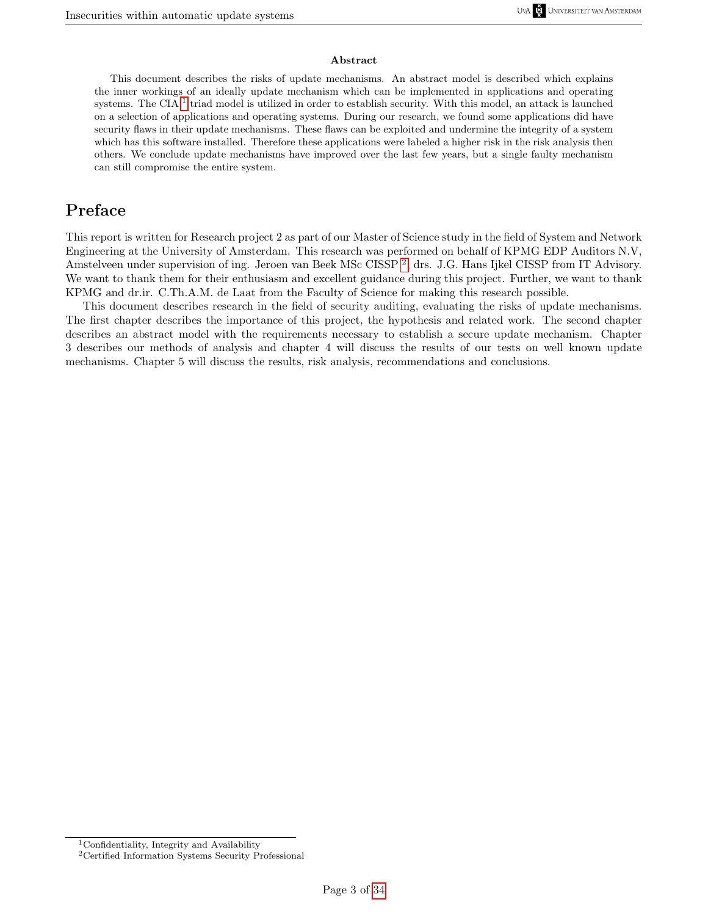**Abstract**

This document describes the risks of update mechanisms. An abstract model is described which explains the inner workings of an ideally update mechanism which can be implemented in applications and operating systems. The CIA [1] triad model is utilized in order to establish security. With this model, an attack is launched on a selection of applications and operating systems. During our research, we found some applications did have security flaws in their update mechanisms. These flaws can be exploited and undermine the integrity of a system which has this software installed. Therefore these applications were labeled a higher risk in the risk analysis then others. We conclude update mechanisms have improved over the last few years, but a single faulty mechanism can still compromise the entire system.

# Preface

This report is written for Research project 2 as part of our Master of Science study in the field of System and Network Engineering at the University of Amsterdam. This research was performed on behalf of KPMG EDP Auditors N.V, Amstelveen under supervision of ing. Jeroen van Beek MSc CISSP [2], drs. J.G. Hans Ijkel CISSP from IT Advisory. We want to thank them for their enthusiasm and excellent guidance during this project. Further, we want to thank KPMG and dr.ir. C.Th.A.M. de Laat from the Faculty of Science for making this research possible.

This document describes research in the field of security auditing, evaluating the risks of update mechanisms. The first chapter describes the importance of this project, the hypothesis and related work. The second chapter describes an abstract model with the requirements necessary to establish a secure update mechanism. Chapter 3 describes our methods of analysis and chapter 4 will discuss the results of our tests on well known update mechanisms. Chapter 5 will discuss the results, risk analysis, recommendations and conclusions.

---

[1] Confidentiality, Integrity and Availability

[2] Certified Information Systems Security Professional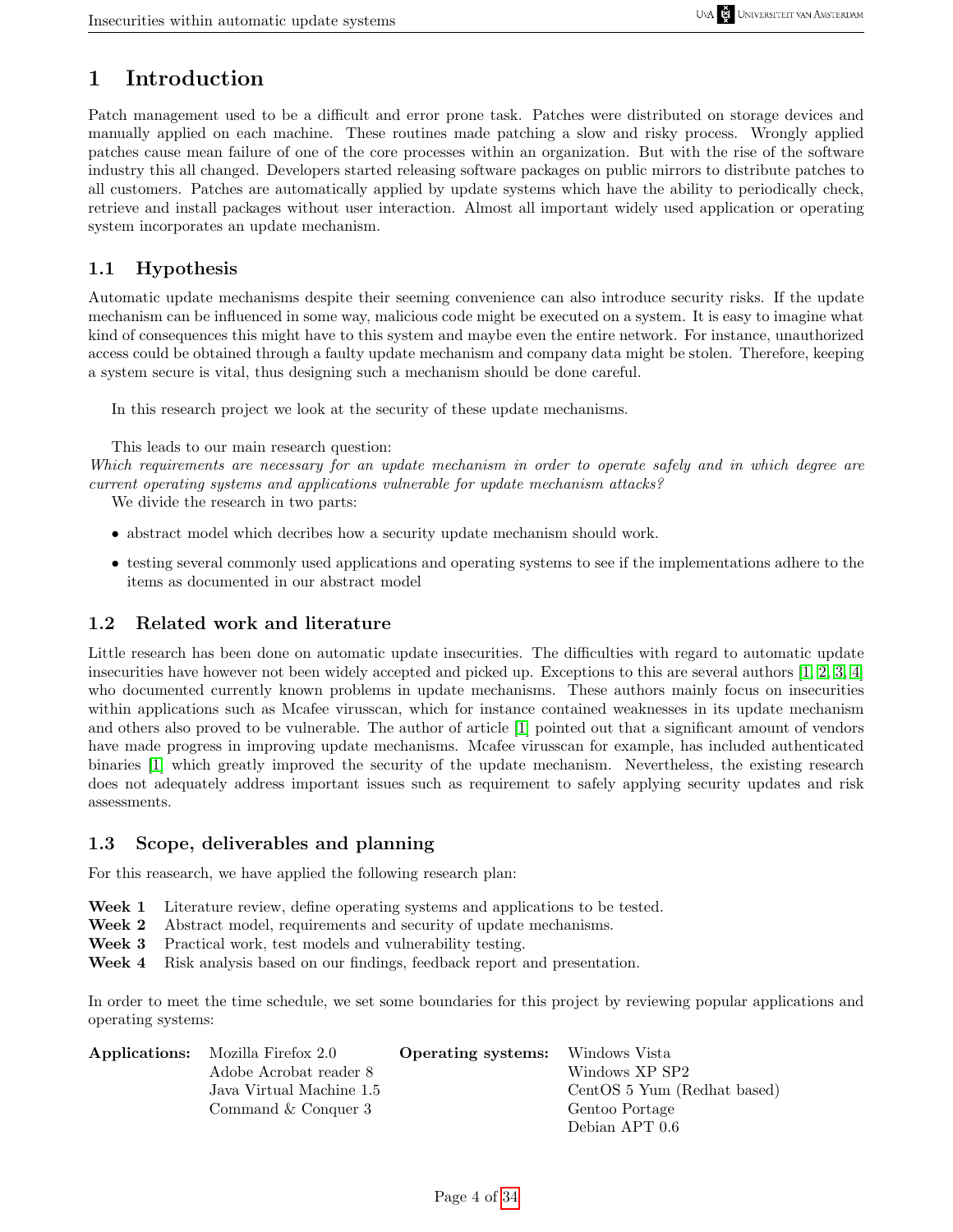# 1 Introduction

Patch management used to be a difficult and error prone task. Patches were distributed on storage devices and manually applied on each machine. These routines made patching a slow and risky process. Wrongly applied patches cause mean failure of one of the core processes within an organization. But with the rise of the software industry this all changed. Developers started releasing software packages on public mirrors to distribute patches to all customers. Patches are automatically applied by update systems which have the ability to periodically check, retrieve and install packages without user interaction. Almost all important widely used application or operating system incorporates an update mechanism.

## 1.1 Hypothesis

Automatic update mechanisms despite their seeming convenience can also introduce security risks. If the update mechanism can be influenced in some way, malicious code might be executed on a system. It is easy to imagine what kind of consequences this might have to this system and maybe even the entire network. For instance, unauthorized access could be obtained through a faulty update mechanism and company data might be stolen. Therefore, keeping a system secure is vital, thus designing such a mechanism should be done careful.

In this research project we look at the security of these update mechanisms.

This leads to our main research question:
*Which requirements are necessary for an update mechanism in order to operate safely and in which degree are current operating systems and applications vulnerable for update mechanism attacks?*
We divide the research in two parts:

- abstract model which decribes how a security update mechanism should work.
- testing several commonly used applications and operating systems to see if the implementations adhere to the items as documented in our abstract model

## 1.2 Related work and literature

Little research has been done on automatic update insecurities. The difficulties with regard to automatic update insecurities have however not been widely accepted and picked up. Exceptions to this are several authors [1, 2, 3, 4] who documented currently known problems in update mechanisms. These authors mainly focus on insecurities within applications such as Mcafee virusscan, which for instance contained weaknesses in its update mechanism and others also proved to be vulnerable. The author of article [1] pointed out that a significant amount of vendors have made progress in improving update mechanisms. Mcafee virusscan for example, has included authenticated binaries [1] which greatly improved the security of the update mechanism. Nevertheless, the existing research does not adequately address important issues such as requirement to safely applying security updates and risk assessments.

## 1.3 Scope, deliverables and planning

For this reasearch, we have applied the following research plan:

**Week 1** Literature review, define operating systems and applications to be tested.
**Week 2** Abstract model, requirements and security of update mechanisms.
**Week 3** Practical work, test models and vulnerability testing.
**Week 4** Risk analysis based on our findings, feedback report and presentation.

In order to meet the time schedule, we set some boundaries for this project by reviewing popular applications and operating systems:

**Applications:**
- Mozilla Firefox 2.0
- Adobe Acrobat reader 8
- Java Virtual Machine 1.5
- Command & Conquer 3

**Operating systems:**
- Windows Vista
- Windows XP SP2
- CentOS 5 Yum (Redhat based)
- Gentoo Portage
- Debian APT 0.6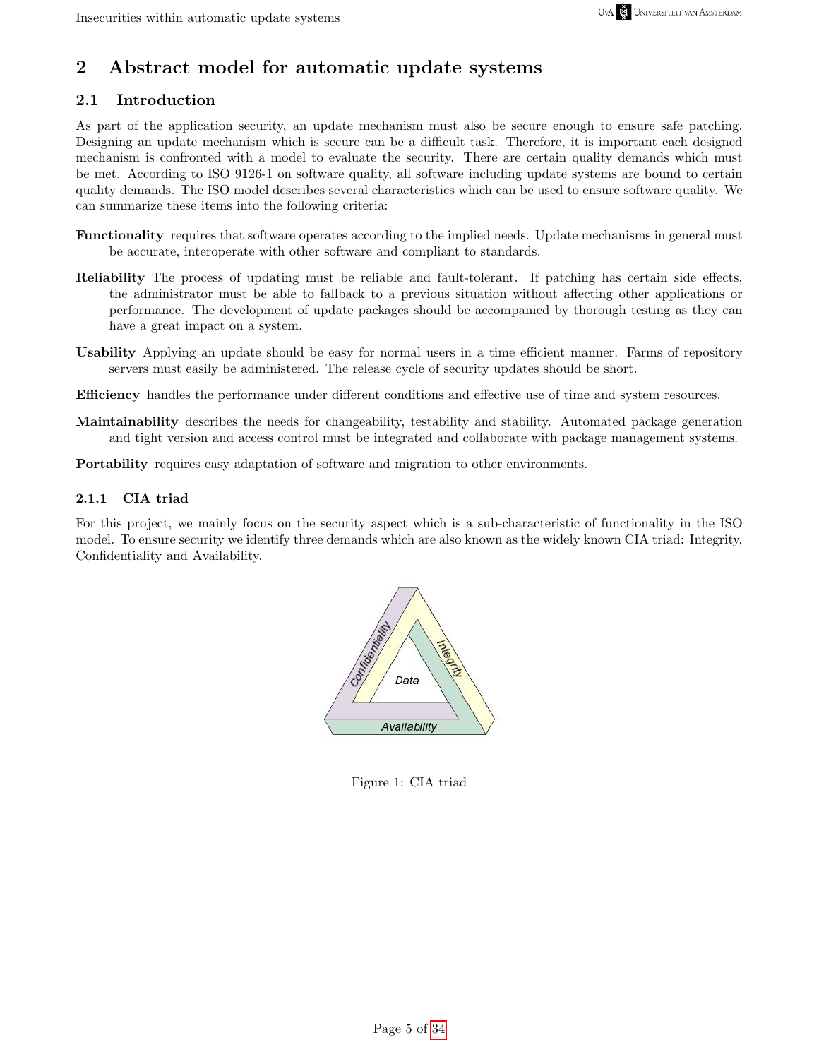# 2 Abstract model for automatic update systems

## 2.1 Introduction

As part of the application security, an update mechanism must also be secure enough to ensure safe patching. Designing an update mechanism which is secure can be a difficult task. Therefore, it is important each designed mechanism is confronted with a model to evaluate the security. There are certain quality demands which must be met. According to ISO 9126-1 on software quality, all software including update systems are bound to certain quality demands. The ISO model describes several characteristics which can be used to ensure software quality. We can summarize these items into the following criteria:

**Functionality** requires that software operates according to the implied needs. Update mechanisms in general must be accurate, interoperate with other software and compliant to standards.

**Reliability** The process of updating must be reliable and fault-tolerant. If patching has certain side effects, the administrator must be able to fallback to a previous situation without affecting other applications or performance. The development of update packages should be accompanied by thorough testing as they can have a great impact on a system.

**Usability** Applying an update should be easy for normal users in a time efficient manner. Farms of repository servers must easily be administered. The release cycle of security updates should be short.

**Efficiency** handles the performance under different conditions and effective use of time and system resources.

**Maintainability** describes the needs for changeability, testability and stability. Automated package generation and tight version and access control must be integrated and collaborate with package management systems.

**Portability** requires easy adaptation of software and migration to other environments.

### 2.1.1 CIA triad

For this project, we mainly focus on the security aspect which is a sub-characteristic of functionality in the ISO model. To ensure security we identify three demands which are also known as the widely known CIA triad: Integrity, Confidentiality and Availability.

Figure 1: CIA triad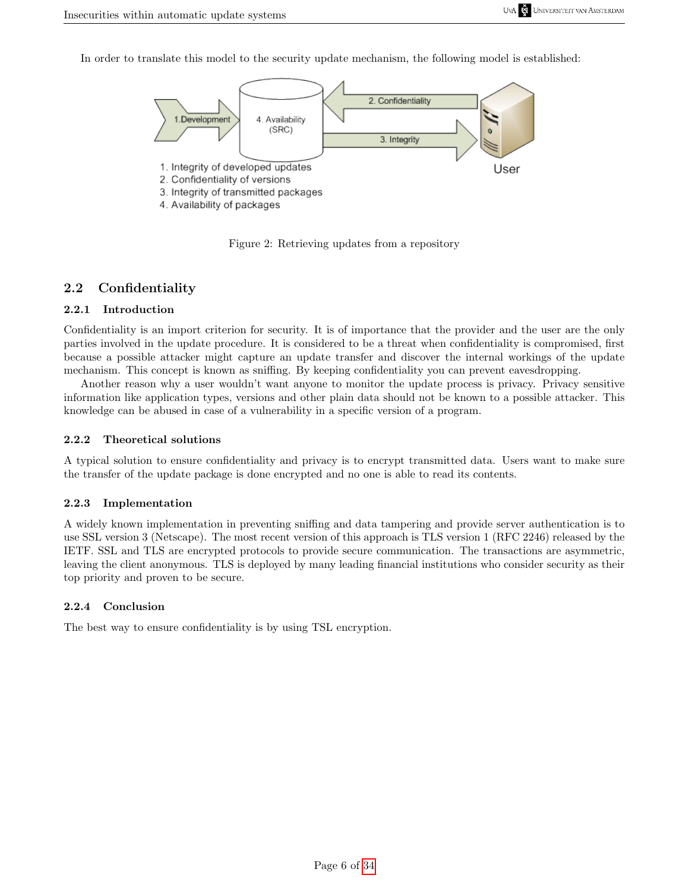In order to translate this model to the security update mechanism, the following model is established:

1. Integrity of developed updates
2. Confidentiality of versions
3. Integrity of transmitted packages
4. Availability of packages

Figure 2: Retrieving updates from a repository

## 2.2 Confidentiality

### 2.2.1 Introduction

Confidentiality is an import criterion for security. It is of importance that the provider and the user are the only parties involved in the update procedure. It is considered to be a threat when confidentiality is compromised, first because a possible attacker might capture an update transfer and discover the internal workings of the update mechanism. This concept is known as sniffing. By keeping confidentiality you can prevent eavesdropping.

Another reason why a user wouldn't want anyone to monitor the update process is privacy. Privacy sensitive information like application types, versions and other plain data should not be known to a possible attacker. This knowledge can be abused in case of a vulnerability in a specific version of a program.

### 2.2.2 Theoretical solutions

A typical solution to ensure confidentiality and privacy is to encrypt transmitted data. Users want to make sure the transfer of the update package is done encrypted and no one is able to read its contents.

### 2.2.3 Implementation

A widely known implementation in preventing sniffing and data tampering and provide server authentication is to use SSL version 3 (Netscape). The most recent version of this approach is TLS version 1 (RFC 2246) released by the IETF. SSL and TLS are encrypted protocols to provide secure communication. The transactions are asymmetric, leaving the client anonymous. TLS is deployed by many leading financial institutions who consider security as their top priority and proven to be secure.

### 2.2.4 Conclusion

The best way to ensure confidentiality is by using TSL encryption.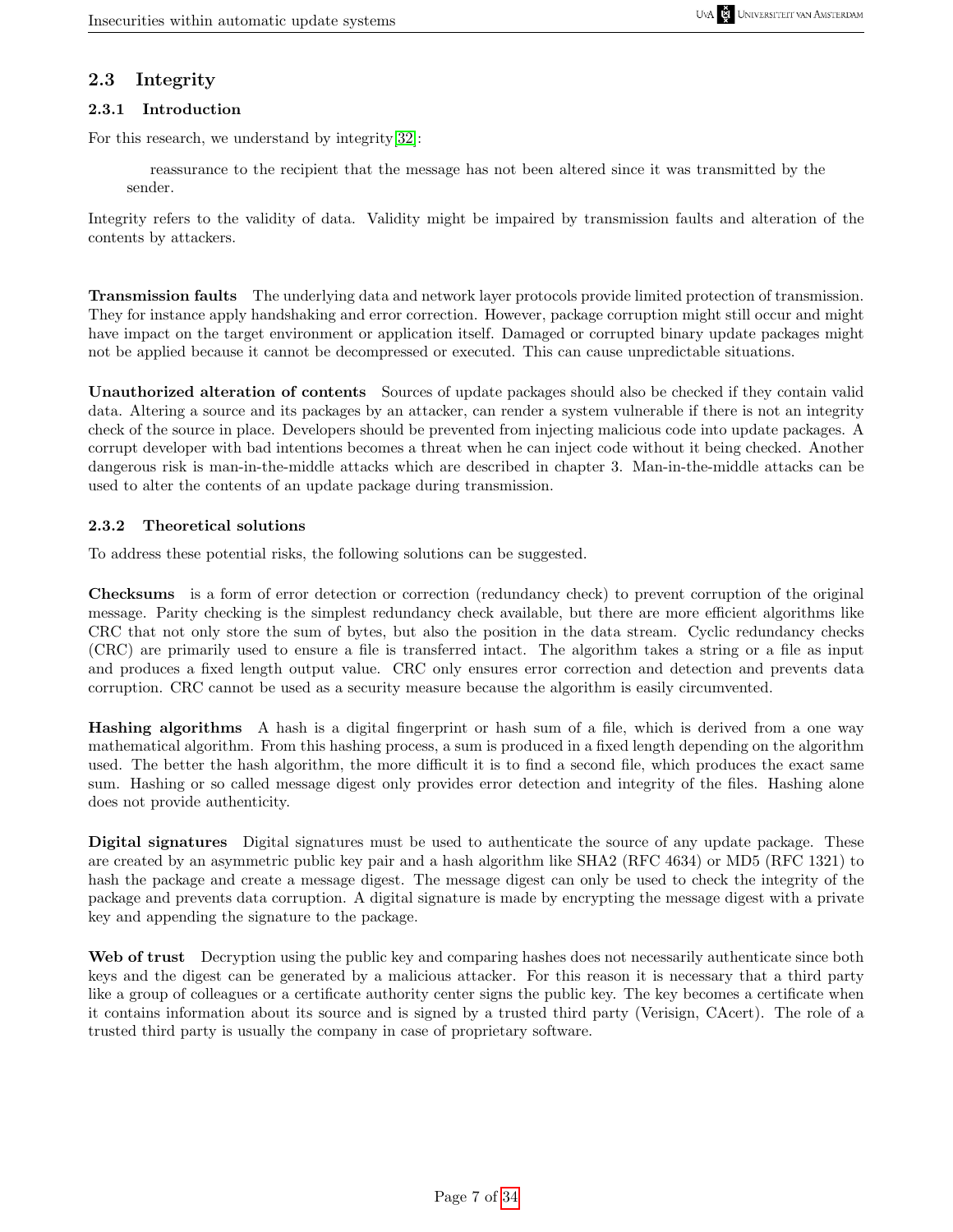## 2.3 Integrity

### 2.3.1 Introduction

For this research, we understand by integrity[32]:

> reassurance to the recipient that the message has not been altered since it was transmitted by the sender.

Integrity refers to the validity of data. Validity might be impaired by transmission faults and alteration of the contents by attackers.

**Transmission faults** The underlying data and network layer protocols provide limited protection of transmission. They for instance apply handshaking and error correction. However, package corruption might still occur and might have impact on the target environment or application itself. Damaged or corrupted binary update packages might not be applied because it cannot be decompressed or executed. This can cause unpredictable situations.

**Unauthorized alteration of contents** Sources of update packages should also be checked if they contain valid data. Altering a source and its packages by an attacker, can render a system vulnerable if there is not an integrity check of the source in place. Developers should be prevented from injecting malicious code into update packages. A corrupt developer with bad intentions becomes a threat when he can inject code without it being checked. Another dangerous risk is man-in-the-middle attacks which are described in chapter 3. Man-in-the-middle attacks can be used to alter the contents of an update package during transmission.

### 2.3.2 Theoretical solutions

To address these potential risks, the following solutions can be suggested.

**Checksums** is a form of error detection or correction (redundancy check) to prevent corruption of the original message. Parity checking is the simplest redundancy check available, but there are more efficient algorithms like CRC that not only store the sum of bytes, but also the position in the data stream. Cyclic redundancy checks (CRC) are primarily used to ensure a file is transferred intact. The algorithm takes a string or a file as input and produces a fixed length output value. CRC only ensures error correction and detection and prevents data corruption. CRC cannot be used as a security measure because the algorithm is easily circumvented.

**Hashing algorithms** A hash is a digital fingerprint or hash sum of a file, which is derived from a one way mathematical algorithm. From this hashing process, a sum is produced in a fixed length depending on the algorithm used. The better the hash algorithm, the more difficult it is to find a second file, which produces the exact same sum. Hashing or so called message digest only provides error detection and integrity of the files. Hashing alone does not provide authenticity.

**Digital signatures** Digital signatures must be used to authenticate the source of any update package. These are created by an asymmetric public key pair and a hash algorithm like SHA2 (RFC 4634) or MD5 (RFC 1321) to hash the package and create a message digest. The message digest can only be used to check the integrity of the package and prevents data corruption. A digital signature is made by encrypting the message digest with a private key and appending the signature to the package.

**Web of trust** Decryption using the public key and comparing hashes does not necessarily authenticate since both keys and the digest can be generated by a malicious attacker. For this reason it is necessary that a third party like a group of colleagues or a certificate authority center signs the public key. The key becomes a certificate when it contains information about its source and is signed by a trusted third party (Verisign, CAcert). The role of a trusted third party is usually the company in case of proprietary software.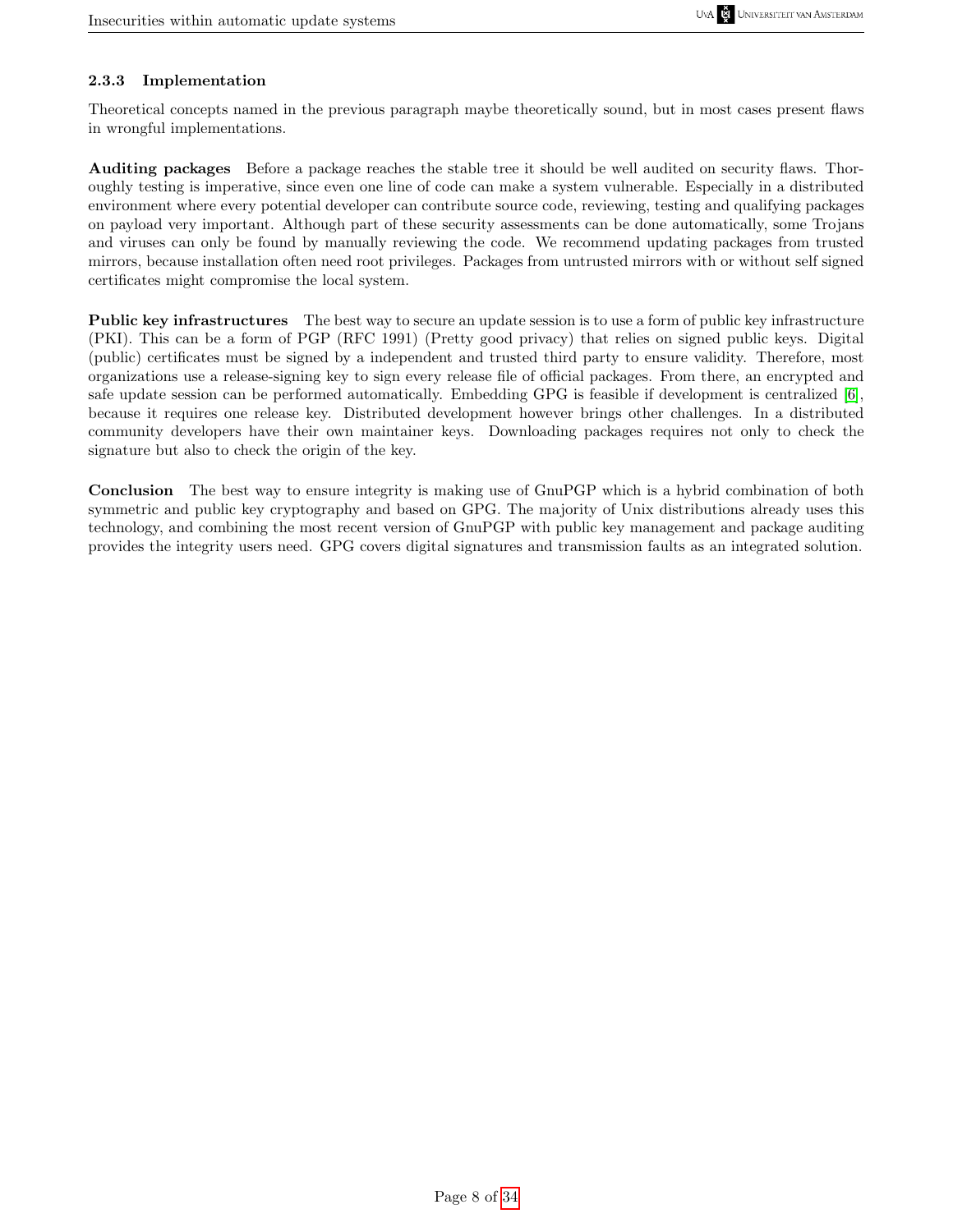### 2.3.3 Implementation

Theoretical concepts named in the previous paragraph maybe theoretically sound, but in most cases present flaws in wrongful implementations.

**Auditing packages** Before a package reaches the stable tree it should be well audited on security flaws. Thoroughly testing is imperative, since even one line of code can make a system vulnerable. Especially in a distributed environment where every potential developer can contribute source code, reviewing, testing and qualifying packages on payload very important. Although part of these security assessments can be done automatically, some Trojans and viruses can only be found by manually reviewing the code. We recommend updating packages from trusted mirrors, because installation often need root privileges. Packages from untrusted mirrors with or without self signed certificates might compromise the local system.

**Public key infrastructures** The best way to secure an update session is to use a form of public key infrastructure (PKI). This can be a form of PGP (RFC 1991) (Pretty good privacy) that relies on signed public keys. Digital (public) certificates must be signed by a independent and trusted third party to ensure validity. Therefore, most organizations use a release-signing key to sign every release file of official packages. From there, an encrypted and safe update session can be performed automatically. Embedding GPG is feasible if development is centralized [6], because it requires one release key. Distributed development however brings other challenges. In a distributed community developers have their own maintainer keys. Downloading packages requires not only to check the signature but also to check the origin of the key.

**Conclusion** The best way to ensure integrity is making use of GnuPGP which is a hybrid combination of both symmetric and public key cryptography and based on GPG. The majority of Unix distributions already uses this technology, and combining the most recent version of GnuPGP with public key management and package auditing provides the integrity users need. GPG covers digital signatures and transmission faults as an integrated solution.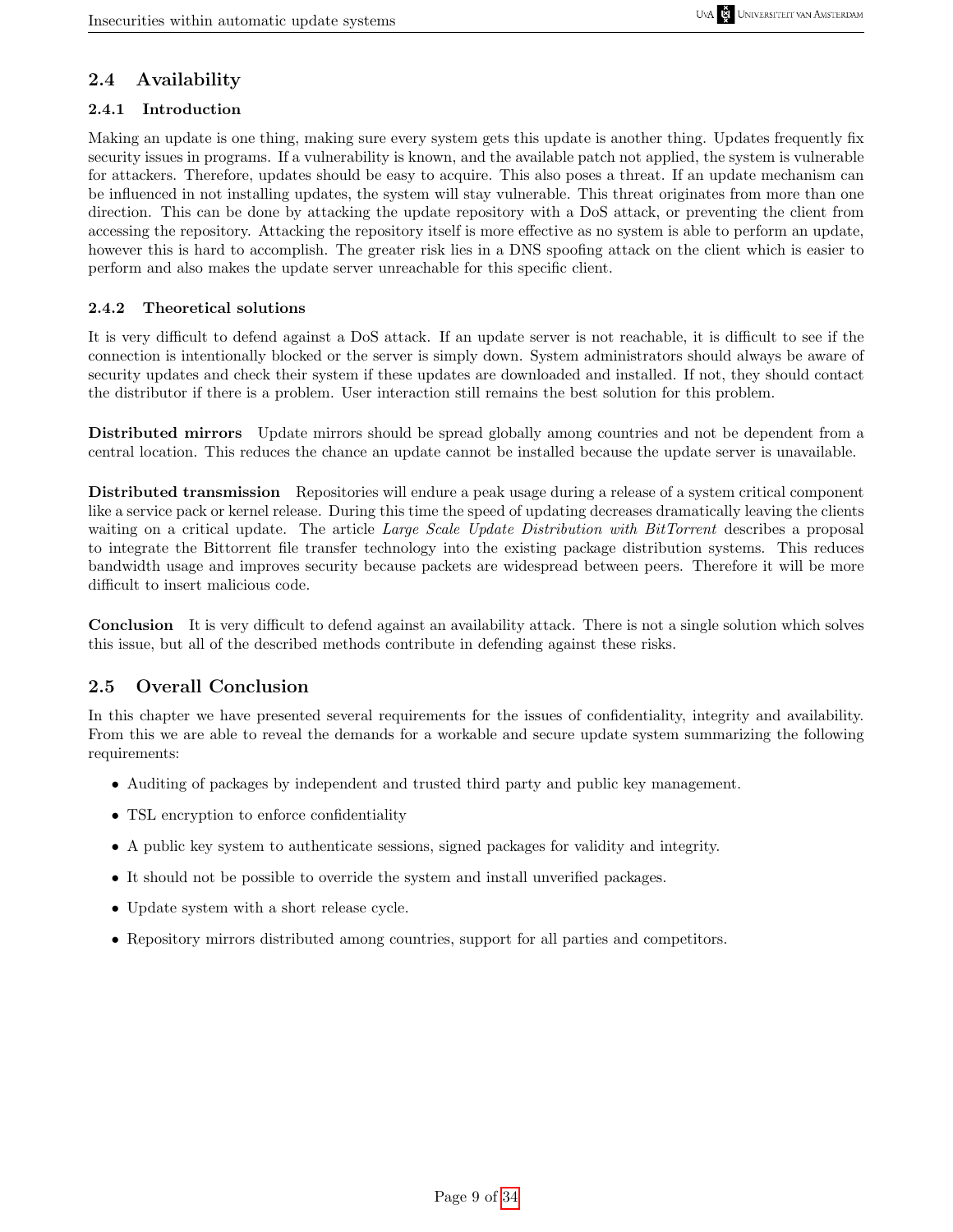## 2.4 Availability

### 2.4.1 Introduction

Making an update is one thing, making sure every system gets this update is another thing. Updates frequently fix security issues in programs. If a vulnerability is known, and the available patch not applied, the system is vulnerable for attackers. Therefore, updates should be easy to acquire. This also poses a threat. If an update mechanism can be influenced in not installing updates, the system will stay vulnerable. This threat originates from more than one direction. This can be done by attacking the update repository with a DoS attack, or preventing the client from accessing the repository. Attacking the repository itself is more effective as no system is able to perform an update, however this is hard to accomplish. The greater risk lies in a DNS spoofing attack on the client which is easier to perform and also makes the update server unreachable for this specific client.

### 2.4.2 Theoretical solutions

It is very difficult to defend against a DoS attack. If an update server is not reachable, it is difficult to see if the connection is intentionally blocked or the server is simply down. System administrators should always be aware of security updates and check their system if these updates are downloaded and installed. If not, they should contact the distributor if there is a problem. User interaction still remains the best solution for this problem.

**Distributed mirrors** Update mirrors should be spread globally among countries and not be dependent from a central location. This reduces the chance an update cannot be installed because the update server is unavailable.

**Distributed transmission** Repositories will endure a peak usage during a release of a system critical component like a service pack or kernel release. During this time the speed of updating decreases dramatically leaving the clients waiting on a critical update. The article *Large Scale Update Distribution with BitTorrent* describes a proposal to integrate the Bittorrent file transfer technology into the existing package distribution systems. This reduces bandwidth usage and improves security because packets are widespread between peers. Therefore it will be more difficult to insert malicious code.

**Conclusion** It is very difficult to defend against an availability attack. There is not a single solution which solves this issue, but all of the described methods contribute in defending against these risks.

## 2.5 Overall Conclusion

In this chapter we have presented several requirements for the issues of confidentiality, integrity and availability. From this we are able to reveal the demands for a workable and secure update system summarizing the following requirements:

- Auditing of packages by independent and trusted third party and public key management.
- TSL encryption to enforce confidentiality
- A public key system to authenticate sessions, signed packages for validity and integrity.
- It should not be possible to override the system and install unverified packages.
- Update system with a short release cycle.
- Repository mirrors distributed among countries, support for all parties and competitors.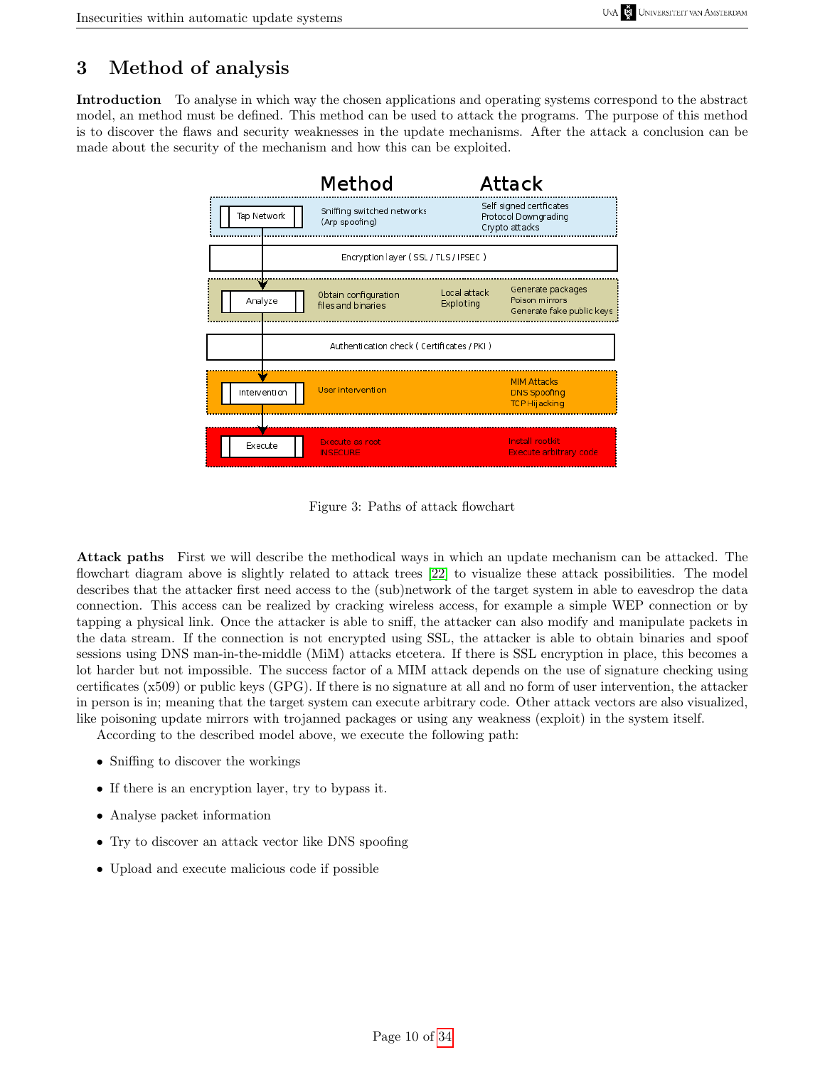# 3 Method of analysis

**Introduction** To analyse in which way the chosen applications and operating systems correspond to the abstract model, an method must be defined. This method can be used to attack the programs. The purpose of this method is to discover the flaws and security weaknesses in the update mechanisms. After the attack a conclusion can be made about the security of the mechanism and how this can be exploited.

| | Method | | Attack |
|---|---|---|---|
| Tap Network | Sniffing switched networks (Arp spoofing) | | Self signed certficates Protocol Downgrading Crypto attacks |
| | Encryption layer ( SSL / TLS / IPSEC ) | | |
| Analyze | Obtain configuration files and binaries | Local attack Exploiting | Generate packages Poison mirrors Generate fake public keys |
| | Authentication check ( Certificates / PKI ) | | |
| Intervention | User intervention | | MIM Attacks DNS Spoofing TCP Hijacking |
| Execute | Execute as root INSECURE | | Install rootkit Execute arbitrary code |

Figure 3: Paths of attack flowchart

**Attack paths** First we will describe the methodical ways in which an update mechanism can be attacked. The flowchart diagram above is slightly related to attack trees [22] to visualize these attack possibilities. The model describes that the attacker first need access to the (sub)network of the target system in able to eavesdrop the data connection. This access can be realized by cracking wireless access, for example a simple WEP connection or by tapping a physical link. Once the attacker is able to sniff, the attacker can also modify and manipulate packets in the data stream. If the connection is not encrypted using SSL, the attacker is able to obtain binaries and spoof sessions using DNS man-in-the-middle (MiM) attacks etcetera. If there is SSL encryption in place, this becomes a lot harder but not impossible. The success factor of a MIM attack depends on the use of signature checking using certificates (x509) or public keys (GPG). If there is no signature at all and no form of user intervention, the attacker in person is in; meaning that the target system can execute arbitrary code. Other attack vectors are also visualized, like poisoning update mirrors with trojanned packages or using any weakness (exploit) in the system itself.

According to the described model above, we execute the following path:

- Sniffing to discover the workings
- If there is an encryption layer, try to bypass it.
- Analyse packet information
- Try to discover an attack vector like DNS spoofing
- Upload and execute malicious code if possible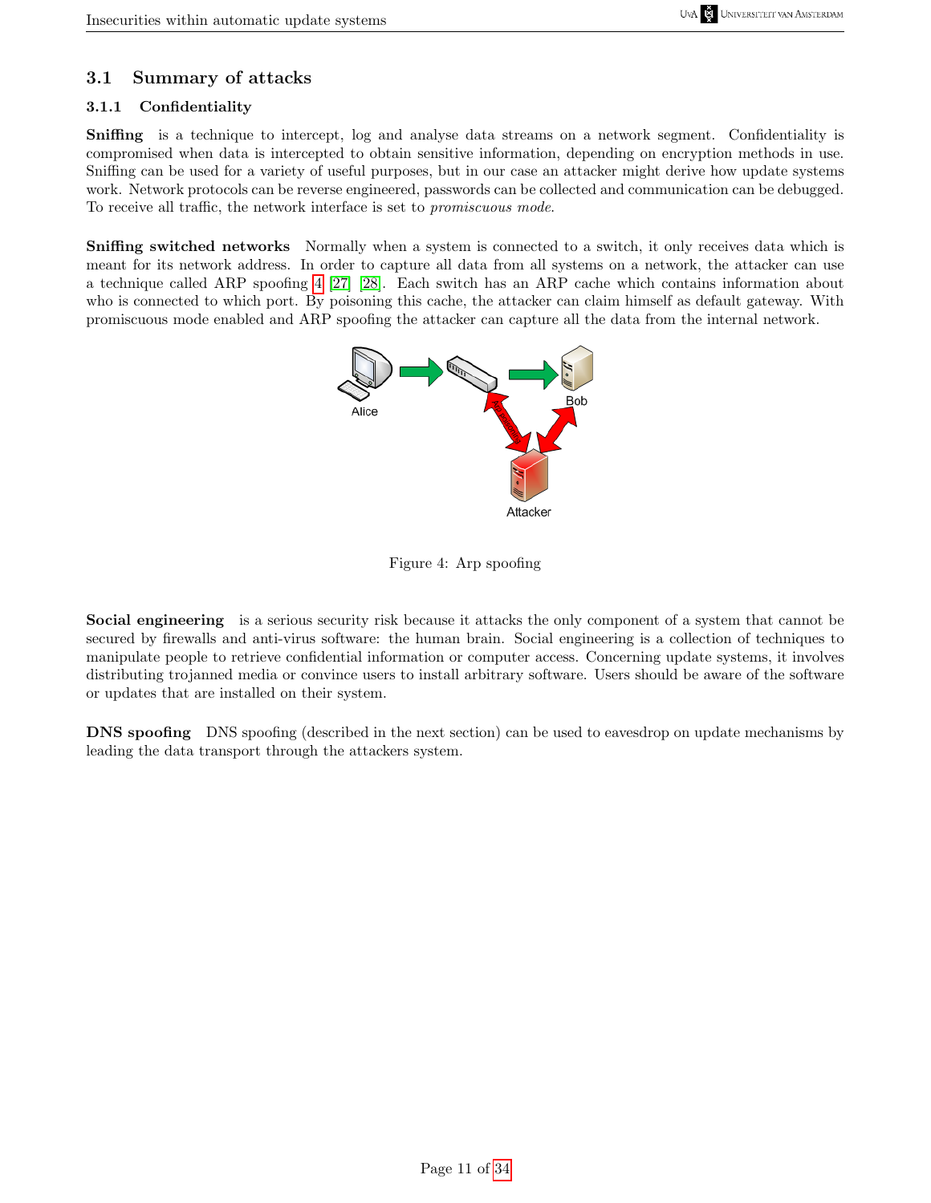## 3.1 Summary of attacks

### 3.1.1 Confidentiality

**Sniffing** is a technique to intercept, log and analyse data streams on a network segment. Confidentiality is compromised when data is intercepted to obtain sensitive information, depending on encryption methods in use. Sniffing can be used for a variety of useful purposes, but in our case an attacker might derive how update systems work. Network protocols can be reverse engineered, passwords can be collected and communication can be debugged. To receive all traffic, the network interface is set to *promiscuous mode*.

**Sniffing switched networks** Normally when a system is connected to a switch, it only receives data which is meant for its network address. In order to capture all data from all systems on a network, the attacker can use a technique called ARP spoofing 4 [27] [28]. Each switch has an ARP cache which contains information about who is connected to which port. By poisoning this cache, the attacker can claim himself as default gateway. With promiscuous mode enabled and ARP spoofing the attacker can capture all the data from the internal network.

Figure 4: Arp spoofing

**Social engineering** is a serious security risk because it attacks the only component of a system that cannot be secured by firewalls and anti-virus software: the human brain. Social engineering is a collection of techniques to manipulate people to retrieve confidential information or computer access. Concerning update systems, it involves distributing trojanned media or convince users to install arbitrary software. Users should be aware of the software or updates that are installed on their system.

**DNS spoofing** DNS spoofing (described in the next section) can be used to eavesdrop on update mechanisms by leading the data transport through the attackers system.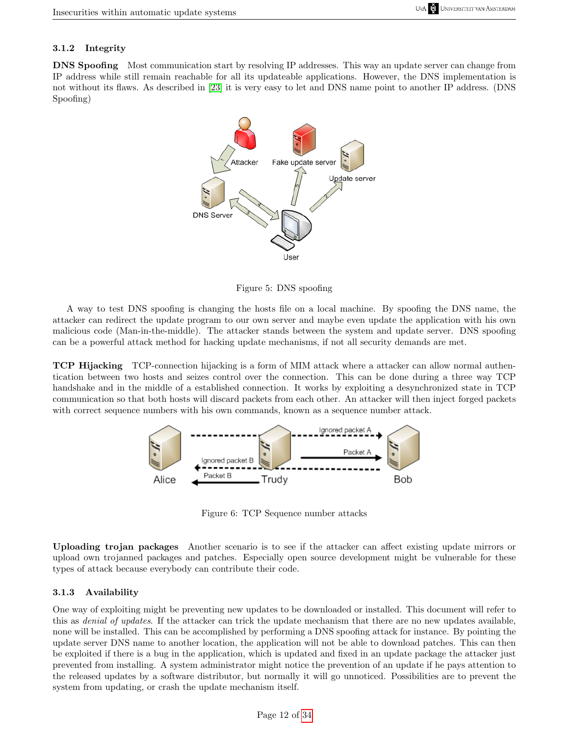### 3.1.2 Integrity

**DNS Spoofing** Most communication start by resolving IP addresses. This way an update server can change from IP address while still remain reachable for all its updateable applications. However, the DNS implementation is not without its flaws. As described in [23] it is very easy to let and DNS name point to another IP address. (DNS Spoofing)

Figure 5: DNS spoofing

A way to test DNS spoofing is changing the hosts file on a local machine. By spoofing the DNS name, the attacker can redirect the update program to our own server and maybe even update the application with his own malicious code (Man-in-the-middle). The attacker stands between the system and update server. DNS spoofing can be a powerful attack method for hacking update mechanisms, if not all security demands are met.

**TCP Hijacking** TCP-connection hijacking is a form of MIM attack where a attacker can allow normal authentication between two hosts and seizes control over the connection. This can be done during a three way TCP handshake and in the middle of a established connection. It works by exploiting a desynchronized state in TCP communication so that both hosts will discard packets from each other. An attacker will then inject forged packets with correct sequence numbers with his own commands, known as a sequence number attack.

Figure 6: TCP Sequence number attacks

**Uploading trojan packages** Another scenario is to see if the attacker can affect existing update mirrors or upload own trojanned packages and patches. Especially open source development might be vulnerable for these types of attack because everybody can contribute their code.

### 3.1.3 Availability

One way of exploiting might be preventing new updates to be downloaded or installed. This document will refer to this as *denial of updates*. If the attacker can trick the update mechanism that there are no new updates available, none will be installed. This can be accomplished by performing a DNS spoofing attack for instance. By pointing the update server DNS name to another location, the application will not be able to download patches. This can then be exploited if there is a bug in the application, which is updated and fixed in an update package the attacker just prevented from installing. A system administrator might notice the prevention of an update if he pays attention to the released updates by a software distributor, but normally it will go unnoticed. Possibilities are to prevent the system from updating, or crash the update mechanism itself.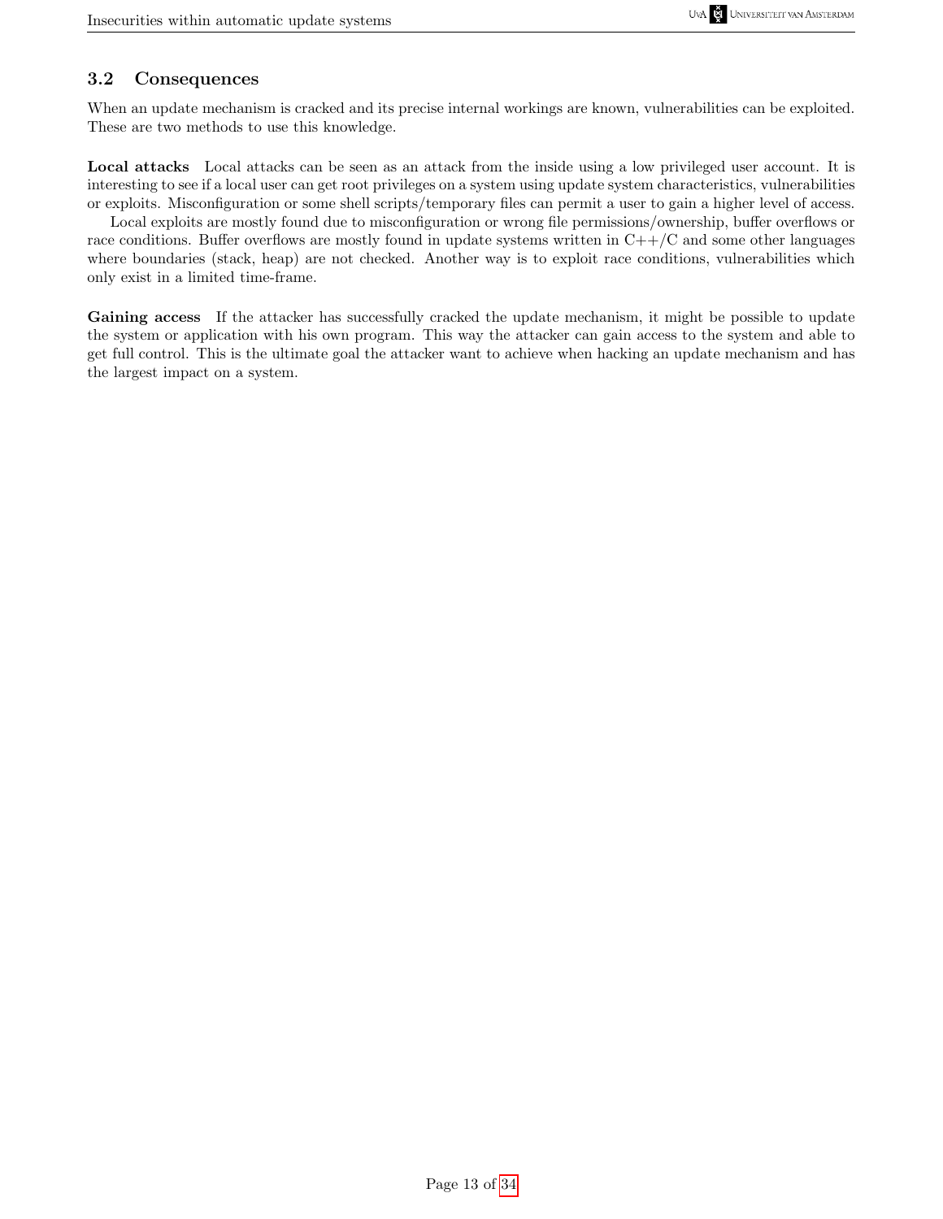## 3.2 Consequences

When an update mechanism is cracked and its precise internal workings are known, vulnerabilities can be exploited. These are two methods to use this knowledge.

**Local attacks** Local attacks can be seen as an attack from the inside using a low privileged user account. It is interesting to see if a local user can get root privileges on a system using update system characteristics, vulnerabilities or exploits. Misconfiguration or some shell scripts/temporary files can permit a user to gain a higher level of access.

Local exploits are mostly found due to misconfiguration or wrong file permissions/ownership, buffer overflows or race conditions. Buffer overflows are mostly found in update systems written in C++/C and some other languages where boundaries (stack, heap) are not checked. Another way is to exploit race conditions, vulnerabilities which only exist in a limited time-frame.

**Gaining access** If the attacker has successfully cracked the update mechanism, it might be possible to update the system or application with his own program. This way the attacker can gain access to the system and able to get full control. This is the ultimate goal the attacker want to achieve when hacking an update mechanism and has the largest impact on a system.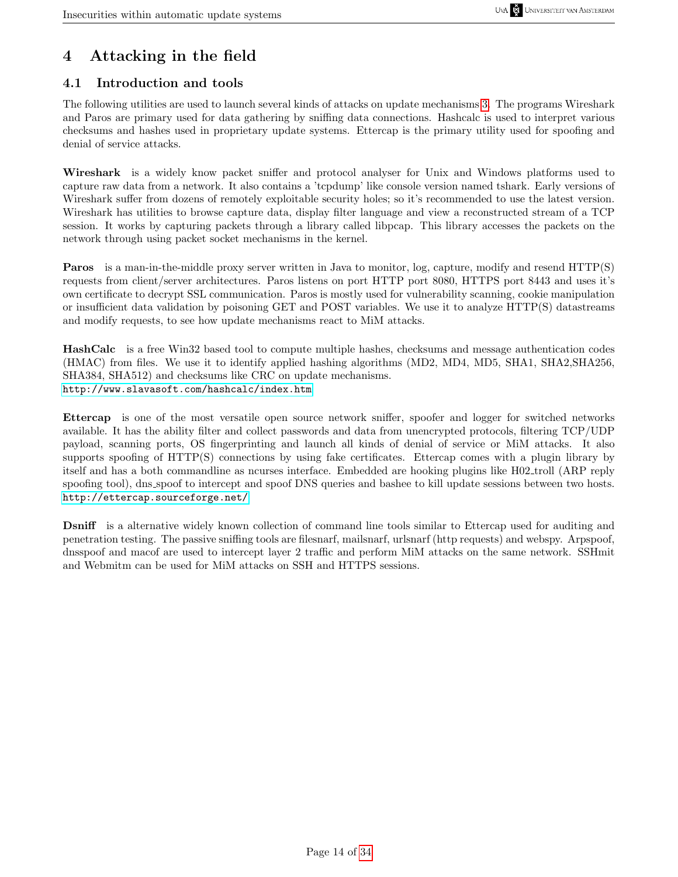# 4 Attacking in the field

## 4.1 Introduction and tools

The following utilities are used to launch several kinds of attacks on update mechanisms[3]. The programs Wireshark and Paros are primary used for data gathering by sniffing data connections. Hashcalc is used to interpret various checksums and hashes used in proprietary update systems. Ettercap is the primary utility used for spoofing and denial of service attacks.

**Wireshark** is a widely know packet sniffer and protocol analyser for Unix and Windows platforms used to capture raw data from a network. It also contains a 'tcpdump' like console version named tshark. Early versions of Wireshark suffer from dozens of remotely exploitable security holes; so it's recommended to use the latest version. Wireshark has utilities to browse capture data, display filter language and view a reconstructed stream of a TCP session. It works by capturing packets through a library called libpcap. This library accesses the packets on the network through using packet socket mechanisms in the kernel.

**Paros** is a man-in-the-middle proxy server written in Java to monitor, log, capture, modify and resend HTTP(S) requests from client/server architectures. Paros listens on port HTTP port 8080, HTTPS port 8443 and uses it's own certificate to decrypt SSL communication. Paros is mostly used for vulnerability scanning, cookie manipulation or insufficient data validation by poisoning GET and POST variables. We use it to analyze HTTP(S) datastreams and modify requests, to see how update mechanisms react to MiM attacks.

**HashCalc** is a free Win32 based tool to compute multiple hashes, checksums and message authentication codes (HMAC) from files. We use it to identify applied hashing algorithms (MD2, MD4, MD5, SHA1, SHA2,SHA256, SHA384, SHA512) and checksums like CRC on update mechanisms.
http://www.slavasoft.com/hashcalc/index.htm

**Ettercap** is one of the most versatile open source network sniffer, spoofer and logger for switched networks available. It has the ability filter and collect passwords and data from unencrypted protocols, filtering TCP/UDP payload, scanning ports, OS fingerprinting and launch all kinds of denial of service or MiM attacks. It also supports spoofing of HTTP(S) connections by using fake certificates. Ettercap comes with a plugin library by itself and has a both commandline as ncurses interface. Embedded are hooking plugins like H02_troll (ARP reply spoofing tool), dns_spoof to intercept and spoof DNS queries and bashee to kill update sessions between two hosts.
http://ettercap.sourceforge.net/

**Dsniff** is a alternative widely known collection of command line tools similar to Ettercap used for auditing and penetration testing. The passive sniffing tools are filesnarf, mailsnarf, urlsnarf (http requests) and webspy. Arpspoof, dnsspoof and macof are used to intercept layer 2 traffic and perform MiM attacks on the same network. SSHmit and Webmitm can be used for MiM attacks on SSH and HTTPS sessions.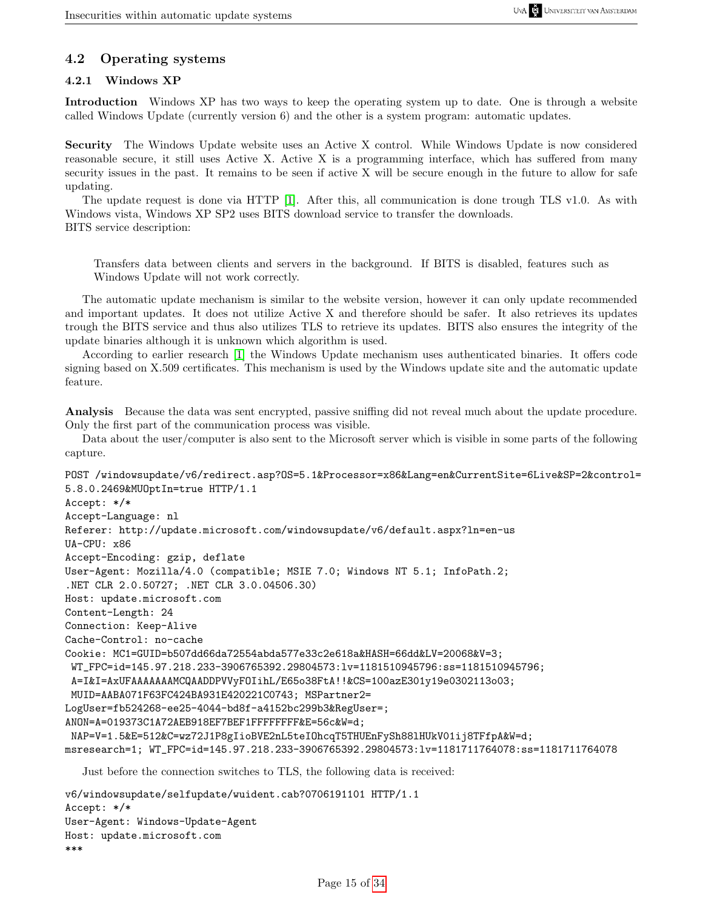## 4.2 Operating systems

### 4.2.1 Windows XP

**Introduction** Windows XP has two ways to keep the operating system up to date. One is through a website called Windows Update (currently version 6) and the other is a system program: automatic updates.

**Security** The Windows Update website uses an Active X control. While Windows Update is now considered reasonable secure, it still uses Active X. Active X is a programming interface, which has suffered from many security issues in the past. It remains to be seen if active X will be secure enough in the future to allow for safe updating.

The update request is done via HTTP [1]. After this, all communication is done trough TLS v1.0. As with Windows vista, Windows XP SP2 uses BITS download service to transfer the downloads.
BITS service description:

> Transfers data between clients and servers in the background. If BITS is disabled, features such as Windows Update will not work correctly.

The automatic update mechanism is similar to the website version, however it can only update recommended and important updates. It does not utilize Active X and therefore should be safer. It also retrieves its updates trough the BITS service and thus also utilizes TLS to retrieve its updates. BITS also ensures the integrity of the update binaries although it is unknown which algorithm is used.

According to earlier research [1] the Windows Update mechanism uses authenticated binaries. It offers code signing based on X.509 certificates. This mechanism is used by the Windows update site and the automatic update feature.

**Analysis** Because the data was sent encrypted, passive sniffing did not reveal much about the update procedure. Only the first part of the communication process was visible.

Data about the user/computer is also sent to the Microsoft server which is visible in some parts of the following capture.

```
POST /windowsupdate/v6/redirect.asp?OS=5.1&Processor=x86&Lang=en&CurrentSite=6Live&SP=2&control=
5.8.0.2469&MUOptIn=true HTTP/1.1
Accept: */*
Accept-Language: nl
Referer: http://update.microsoft.com/windowsupdate/v6/default.aspx?ln=en-us
UA-CPU: x86
Accept-Encoding: gzip, deflate
User-Agent: Mozilla/4.0 (compatible; MSIE 7.0; Windows NT 5.1; InfoPath.2;
.NET CLR 2.0.50727; .NET CLR 3.0.04506.30)
Host: update.microsoft.com
Content-Length: 24
Connection: Keep-Alive
Cache-Control: no-cache
Cookie: MC1=GUID=b507dd66da72554abda577e33c2e618a&HASH=66dd&LV=20068&V=3;
 WT_FPC=id=145.97.218.233-3906765392.29804573:lv=1181510945796:ss=1181510945796;
 A=I&I=AxUFAAAAAAAMCQAADDPVVyFOIihL/E65o38FtA!!&CS=100azE301y19e0302113o03;
 MUID=AABA071F63FC424BA931E420221C0743; MSPartner2=
LogUser=fb524268-ee25-4044-bd8f-a4152bc299b3&RegUser=;
ANON=A=019373C1A72AEB918EF7BEF1FFFFFFFF&E=56c&W=d;
 NAP=V=1.5&E=512&C=wz72J1P8gIioBVE2nL5teIOhcqT5THUEnFySh88lHUkV01ij8TFfpA&W=d;
msresearch=1; WT_FPC=id=145.97.218.233-3906765392.29804573:lv=1181711764078:ss=1181711764078
```

Just before the connection switches to TLS, the following data is received:

```
v6/windowsupdate/selfupdate/wuident.cab?0706191101 HTTP/1.1
Accept: */*
User-Agent: Windows-Update-Agent
Host: update.microsoft.com
***
```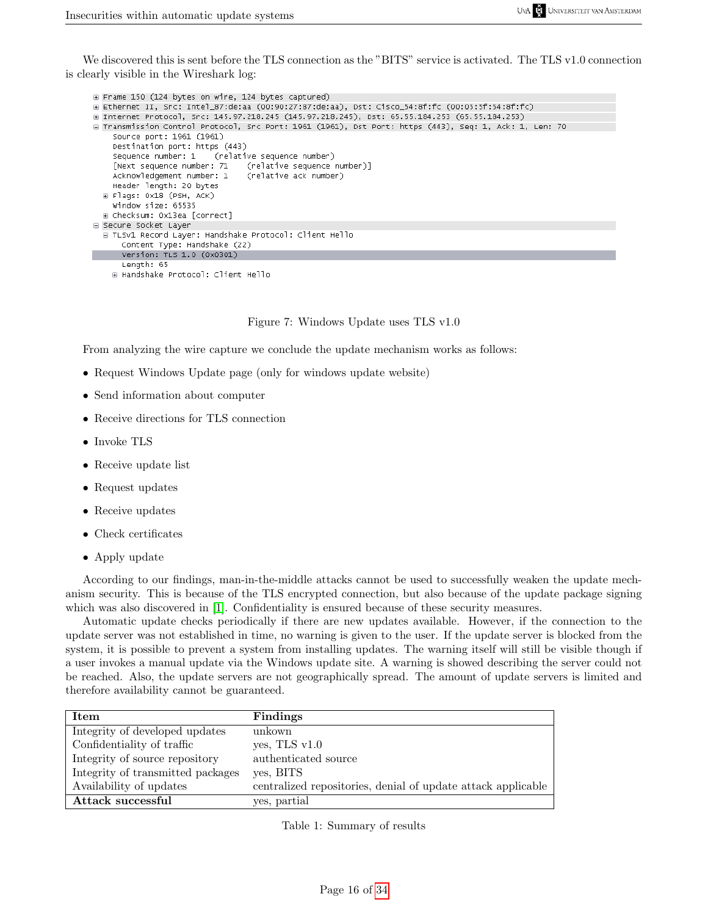We discovered this is sent before the TLS connection as the "BITS" service is activated. The TLS v1.0 connection is clearly visible in the Wireshark log:

```
⊞ Frame 150 (124 bytes on wire, 124 bytes captured)
⊞ Ethernet II, Src: Intel_87:de:aa (00:90:27:87:de:aa), Dst: Cisco_54:8f:fc (00:03:5f:54:8f:fc)
⊞ Internet Protocol, Src: 145.97.218.245 (145.97.218.245), Dst: 65.55.184.253 (65.55.184.253)
⊟ Transmission Control Protocol, Src Port: 1961 (1961), Dst Port: https (443), Seq: 1, Ack: 1, Len: 70
    Source port: 1961 (1961)
    Destination port: https (443)
    Sequence number: 1    (relative sequence number)
    [Next sequence number: 71    (relative sequence number)]
    Acknowledgement number: 1    (relative ack number)
    Header length: 20 bytes
  ⊞ Flags: 0x18 (PSH, ACK)
    Window size: 65535
  ⊞ Checksum: 0x13ea [correct]
⊟ Secure Socket Layer
  ⊟ TLSv1 Record Layer: Handshake Protocol: Client Hello
      Content Type: Handshake (22)
      Version: TLS 1.0 (0x0301)
      Length: 65
    ⊞ Handshake Protocol: Client Hello
```

Figure 7: Windows Update uses TLS v1.0

From analyzing the wire capture we conclude the update mechanism works as follows:

- Request Windows Update page (only for windows update website)
- Send information about computer
- Receive directions for TLS connection
- Invoke TLS
- Receive update list
- Request updates
- Receive updates
- Check certificates
- Apply update

According to our findings, man-in-the-middle attacks cannot be used to successfully weaken the update mechanism security. This is because of the TLS encrypted connection, but also because of the update package signing which was also discovered in [1]. Confidentiality is ensured because of these security measures.

Automatic update checks periodically if there are new updates available. However, if the connection to the update server was not established in time, no warning is given to the user. If the update server is blocked from the system, it is possible to prevent a system from installing updates. The warning itself will still be visible though if a user invokes a manual update via the Windows update site. A warning is showed describing the server could not be reached. Also, the update servers are not geographically spread. The amount of update servers is limited and therefore availability cannot be guaranteed.

| Item | Findings |
|---|---|
| Integrity of developed updates | unkown |
| Confidentiality of traffic | yes, TLS v1.0 |
| Integrity of source repository | authenticated source |
| Integrity of transmitted packages | yes, BITS |
| Availability of updates | centralized repositories, denial of update attack applicable |
| **Attack successful** | yes, partial |

Table 1: Summary of results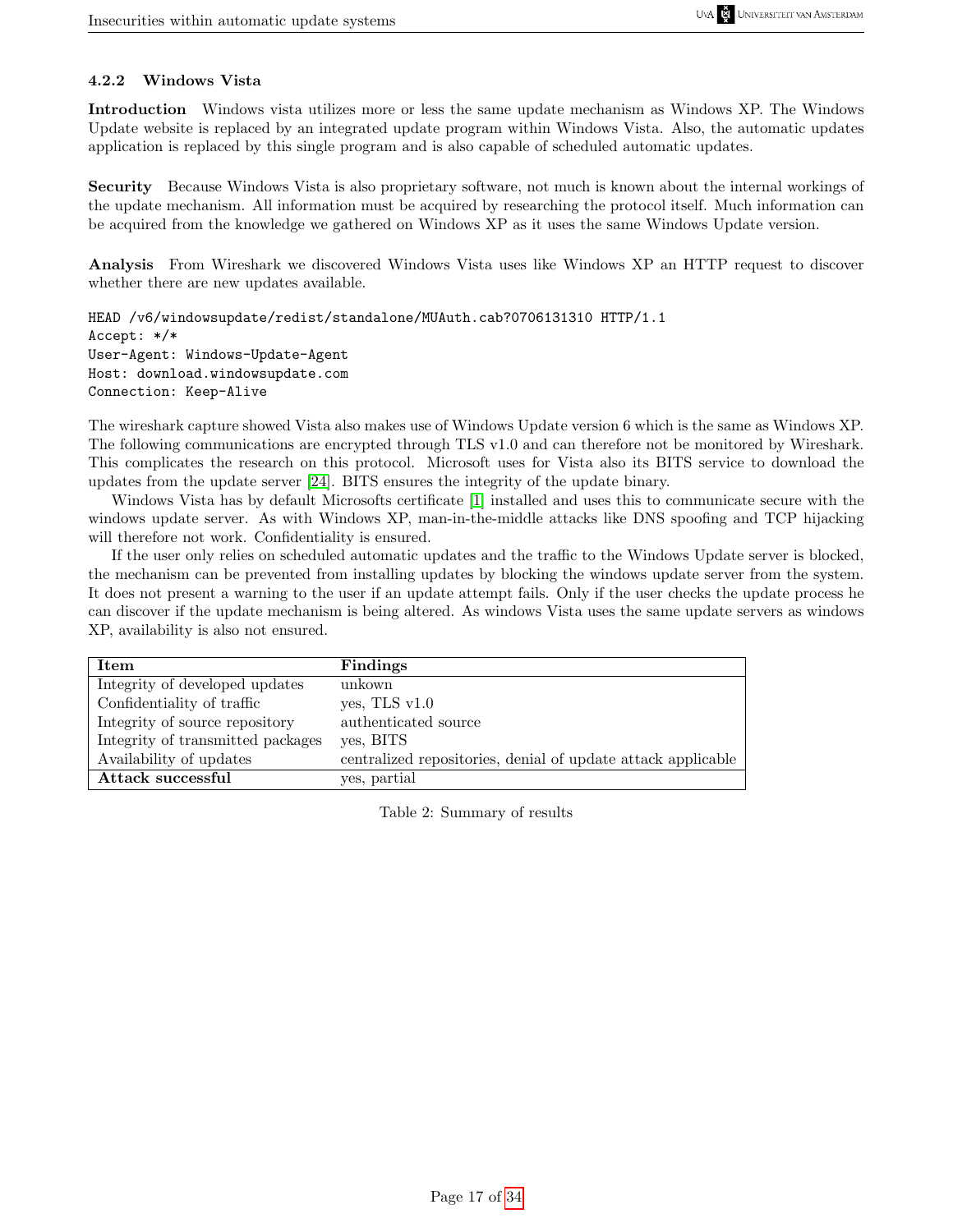### 4.2.2 Windows Vista

**Introduction** Windows vista utilizes more or less the same update mechanism as Windows XP. The Windows Update website is replaced by an integrated update program within Windows Vista. Also, the automatic updates application is replaced by this single program and is also capable of scheduled automatic updates.

**Security** Because Windows Vista is also proprietary software, not much is known about the internal workings of the update mechanism. All information must be acquired by researching the protocol itself. Much information can be acquired from the knowledge we gathered on Windows XP as it uses the same Windows Update version.

**Analysis** From Wireshark we discovered Windows Vista uses like Windows XP an HTTP request to discover whether there are new updates available.

```
HEAD /v6/windowsupdate/redist/standalone/MUAuth.cab?0706131310 HTTP/1.1
Accept: */*
User-Agent: Windows-Update-Agent
Host: download.windowsupdate.com
Connection: Keep-Alive
```

The wireshark capture showed Vista also makes use of Windows Update version 6 which is the same as Windows XP. The following communications are encrypted through TLS v1.0 and can therefore not be monitored by Wireshark. This complicates the research on this protocol. Microsoft uses for Vista also its BITS service to download the updates from the update server [24]. BITS ensures the integrity of the update binary.

Windows Vista has by default Microsofts certificate [1] installed and uses this to communicate secure with the windows update server. As with Windows XP, man-in-the-middle attacks like DNS spoofing and TCP hijacking will therefore not work. Confidentiality is ensured.

If the user only relies on scheduled automatic updates and the traffic to the Windows Update server is blocked, the mechanism can be prevented from installing updates by blocking the windows update server from the system. It does not present a warning to the user if an update attempt fails. Only if the user checks the update process he can discover if the update mechanism is being altered. As windows Vista uses the same update servers as windows XP, availability is also not ensured.

| **Item** | **Findings** |
|---|---|
| Integrity of developed updates | unkown |
| Confidentiality of traffic | yes, TLS v1.0 |
| Integrity of source repository | authenticated source |
| Integrity of transmitted packages | yes, BITS |
| Availability of updates | centralized repositories, denial of update attack applicable |
| **Attack successful** | yes, partial |

Table 2: Summary of results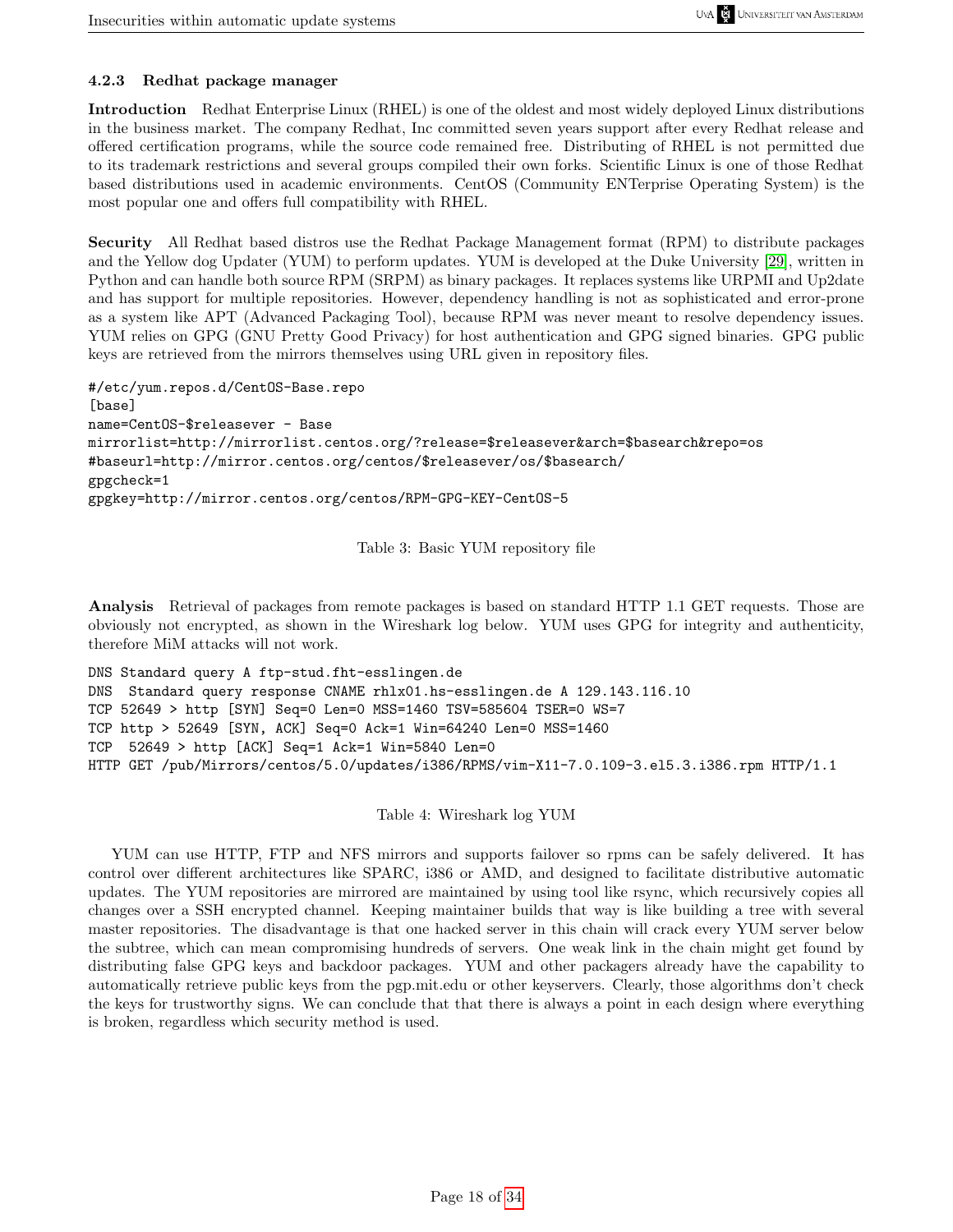### 4.2.3 Redhat package manager

**Introduction** Redhat Enterprise Linux (RHEL) is one of the oldest and most widely deployed Linux distributions in the business market. The company Redhat, Inc committed seven years support after every Redhat release and offered certification programs, while the source code remained free. Distributing of RHEL is not permitted due to its trademark restrictions and several groups compiled their own forks. Scientific Linux is one of those Redhat based distributions used in academic environments. CentOS (Community ENTerprise Operating System) is the most popular one and offers full compatibility with RHEL.

**Security** All Redhat based distros use the Redhat Package Management format (RPM) to distribute packages and the Yellow dog Updater (YUM) to perform updates. YUM is developed at the Duke University [29], written in Python and can handle both source RPM (SRPM) as binary packages. It replaces systems like URPMI and Up2date and has support for multiple repositories. However, dependency handling is not as sophisticated and error-prone as a system like APT (Advanced Packaging Tool), because RPM was never meant to resolve dependency issues. YUM relies on GPG (GNU Pretty Good Privacy) for host authentication and GPG signed binaries. GPG public keys are retrieved from the mirrors themselves using URL given in repository files.

```
#/etc/yum.repos.d/CentOS-Base.repo
[base]
name=CentOS-$releasever - Base
mirrorlist=http://mirrorlist.centos.org/?release=$releasever&arch=$basearch&repo=os
#baseurl=http://mirror.centos.org/centos/$releasever/os/$basearch/
gpgcheck=1
gpgkey=http://mirror.centos.org/centos/RPM-GPG-KEY-CentOS-5
```

Table 3: Basic YUM repository file

**Analysis** Retrieval of packages from remote packages is based on standard HTTP 1.1 GET requests. Those are obviously not encrypted, as shown in the Wireshark log below. YUM uses GPG for integrity and authenticity, therefore MiM attacks will not work.

```
DNS Standard query A ftp-stud.fht-esslingen.de
DNS  Standard query response CNAME rhlx01.hs-esslingen.de A 129.143.116.10
TCP 52649 > http [SYN] Seq=0 Len=0 MSS=1460 TSV=585604 TSER=0 WS=7
TCP http > 52649 [SYN, ACK] Seq=0 Ack=1 Win=64240 Len=0 MSS=1460
TCP  52649 > http [ACK] Seq=1 Ack=1 Win=5840 Len=0
HTTP GET /pub/Mirrors/centos/5.0/updates/i386/RPMS/vim-X11-7.0.109-3.el5.3.i386.rpm HTTP/1.1
```

Table 4: Wireshark log YUM

YUM can use HTTP, FTP and NFS mirrors and supports failover so rpms can be safely delivered. It has control over different architectures like SPARC, i386 or AMD, and designed to facilitate distributive automatic updates. The YUM repositories are mirrored are maintained by using tool like rsync, which recursively copies all changes over a SSH encrypted channel. Keeping maintainer builds that way is like building a tree with several master repositories. The disadvantage is that one hacked server in this chain will crack every YUM server below the subtree, which can mean compromising hundreds of servers. One weak link in the chain might get found by distributing false GPG keys and backdoor packages. YUM and other packagers already have the capability to automatically retrieve public keys from the pgp.mit.edu or other keyservers. Clearly, those algorithms don't check the keys for trustworthy signs. We can conclude that that there is always a point in each design where everything is broken, regardless which security method is used.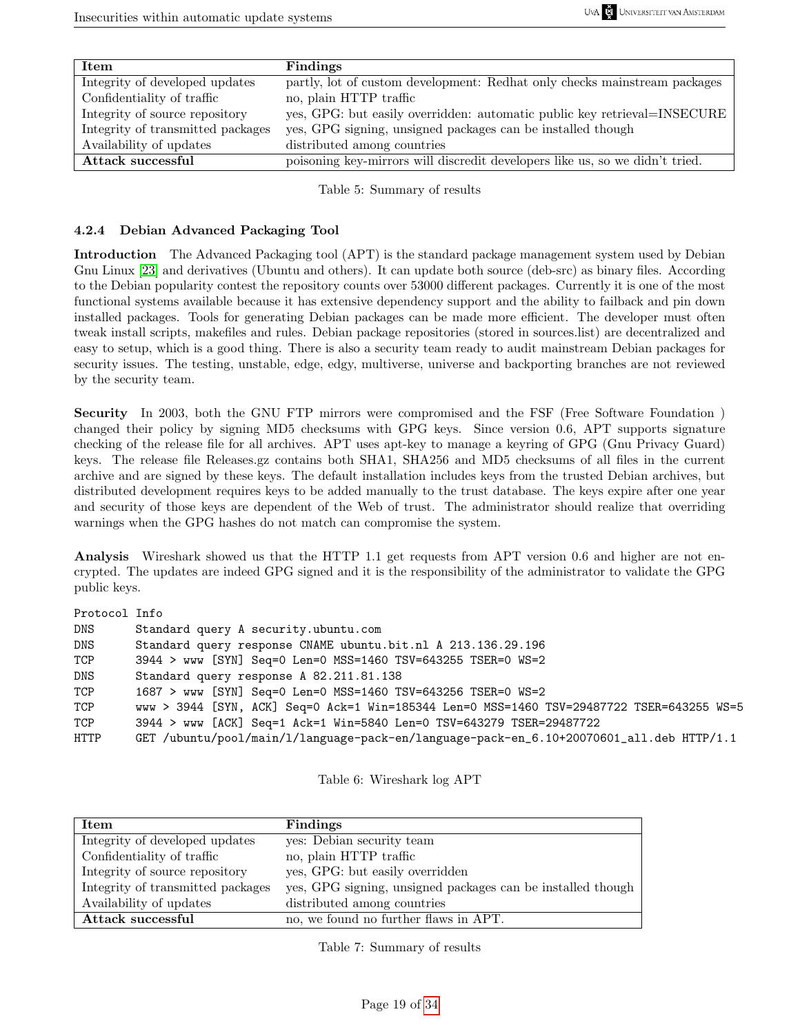| Item | Findings |
| --- | --- |
| Integrity of developed updates | partly, lot of custom development: Redhat only checks mainstream packages |
| Confidentiality of traffic | no, plain HTTP traffic |
| Integrity of source repository | yes, GPG: but easily overridden: automatic public key retrieval=INSECURE |
| Integrity of transmitted packages | yes, GPG signing, unsigned packages can be installed though |
| Availability of updates | distributed among countries |
| **Attack successful** | poisoning key-mirrors will discredit developers like us, so we didn't tried. |

Table 5: Summary of results

#### 4.2.4 Debian Advanced Packaging Tool

**Introduction** The Advanced Packaging tool (APT) is the standard package management system used by Debian Gnu Linux [23] and derivatives (Ubuntu and others). It can update both source (deb-src) as binary files. According to the Debian popularity contest the repository counts over 53000 different packages. Currently it is one of the most functional systems available because it has extensive dependency support and the ability to failback and pin down installed packages. Tools for generating Debian packages can be made more efficient. The developer must often tweak install scripts, makefiles and rules. Debian package repositories (stored in sources.list) are decentralized and easy to setup, which is a good thing. There is also a security team ready to audit mainstream Debian packages for security issues. The testing, unstable, edge, edgy, multiverse, universe and backporting branches are not reviewed by the security team.

**Security** In 2003, both the GNU FTP mirrors were compromised and the FSF (Free Software Foundation ) changed their policy by signing MD5 checksums with GPG keys. Since version 0.6, APT supports signature checking of the release file for all archives. APT uses apt-key to manage a keyring of GPG (Gnu Privacy Guard) keys. The release file Releases.gz contains both SHA1, SHA256 and MD5 checksums of all files in the current archive and are signed by these keys. The default installation includes keys from the trusted Debian archives, but distributed development requires keys to be added manually to the trust database. The keys expire after one year and security of those keys are dependent of the Web of trust. The administrator should realize that overriding warnings when the GPG hashes do not match can compromise the system.

**Analysis** Wireshark showed us that the HTTP 1.1 get requests from APT version 0.6 and higher are not encrypted. The updates are indeed GPG signed and it is the responsibility of the administrator to validate the GPG public keys.

```
Protocol Info
DNS      Standard query A security.ubuntu.com
DNS      Standard query response CNAME ubuntu.bit.nl A 213.136.29.196
TCP      3944 > www [SYN] Seq=0 Len=0 MSS=1460 TSV=643255 TSER=0 WS=2
DNS      Standard query response A 82.211.81.138
TCP      1687 > www [SYN] Seq=0 Len=0 MSS=1460 TSV=643256 TSER=0 WS=2
TCP      www > 3944 [SYN, ACK] Seq=0 Ack=1 Win=185344 Len=0 MSS=1460 TSV=29487722 TSER=643255 WS=5
TCP      3944 > www [ACK] Seq=1 Ack=1 Win=5840 Len=0 TSV=643279 TSER=29487722
HTTP     GET /ubuntu/pool/main/l/language-pack-en/language-pack-en_6.10+20070601_all.deb HTTP/1.1
```

Table 6: Wireshark log APT

| Item | Findings |
| --- | --- |
| Integrity of developed updates | yes: Debian security team |
| Confidentiality of traffic | no, plain HTTP traffic |
| Integrity of source repository | yes, GPG: but easily overridden |
| Integrity of transmitted packages | yes, GPG signing, unsigned packages can be installed though |
| Availability of updates | distributed among countries |
| **Attack successful** | no, we found no further flaws in APT. |

Table 7: Summary of results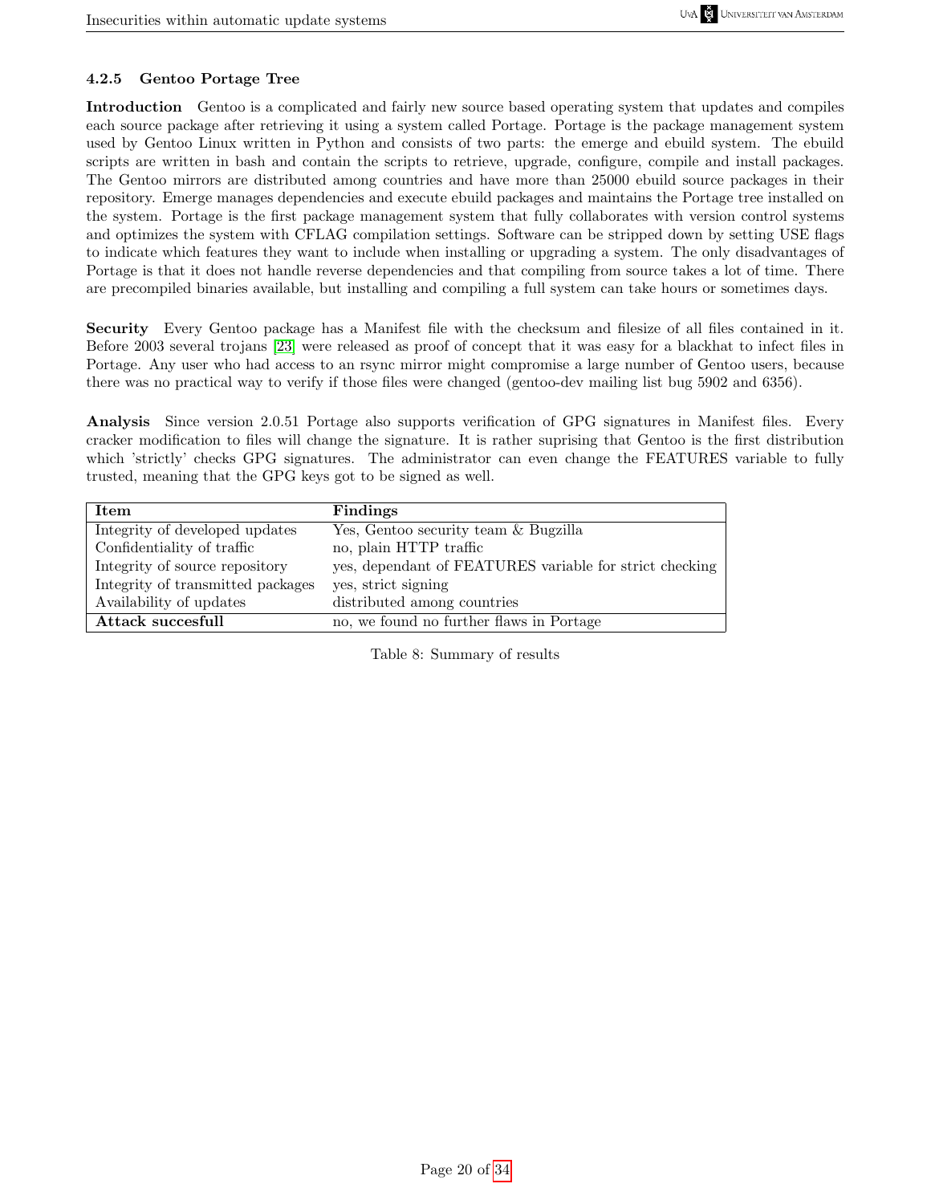### 4.2.5 Gentoo Portage Tree

**Introduction** Gentoo is a complicated and fairly new source based operating system that updates and compiles each source package after retrieving it using a system called Portage. Portage is the package management system used by Gentoo Linux written in Python and consists of two parts: the emerge and ebuild system. The ebuild scripts are written in bash and contain the scripts to retrieve, upgrade, configure, compile and install packages. The Gentoo mirrors are distributed among countries and have more than 25000 ebuild source packages in their repository. Emerge manages dependencies and execute ebuild packages and maintains the Portage tree installed on the system. Portage is the first package management system that fully collaborates with version control systems and optimizes the system with CFLAG compilation settings. Software can be stripped down by setting USE flags to indicate which features they want to include when installing or upgrading a system. The only disadvantages of Portage is that it does not handle reverse dependencies and that compiling from source takes a lot of time. There are precompiled binaries available, but installing and compiling a full system can take hours or sometimes days.

**Security** Every Gentoo package has a Manifest file with the checksum and filesize of all files contained in it. Before 2003 several trojans [23] were released as proof of concept that it was easy for a blackhat to infect files in Portage. Any user who had access to an rsync mirror might compromise a large number of Gentoo users, because there was no practical way to verify if those files were changed (gentoo-dev mailing list bug 5902 and 6356).

**Analysis** Since version 2.0.51 Portage also supports verification of GPG signatures in Manifest files. Every cracker modification to files will change the signature. It is rather suprising that Gentoo is the first distribution which 'strictly' checks GPG signatures. The administrator can even change the FEATURES variable to fully trusted, meaning that the GPG keys got to be signed as well.

| Item | Findings |
|---|---|
| Integrity of developed updates | Yes, Gentoo security team & Bugzilla |
| Confidentiality of traffic | no, plain HTTP traffic |
| Integrity of source repository | yes, dependant of FEATURES variable for strict checking |
| Integrity of transmitted packages | yes, strict signing |
| Availability of updates | distributed among countries |
| **Attack succesfull** | no, we found no further flaws in Portage |

Table 8: Summary of results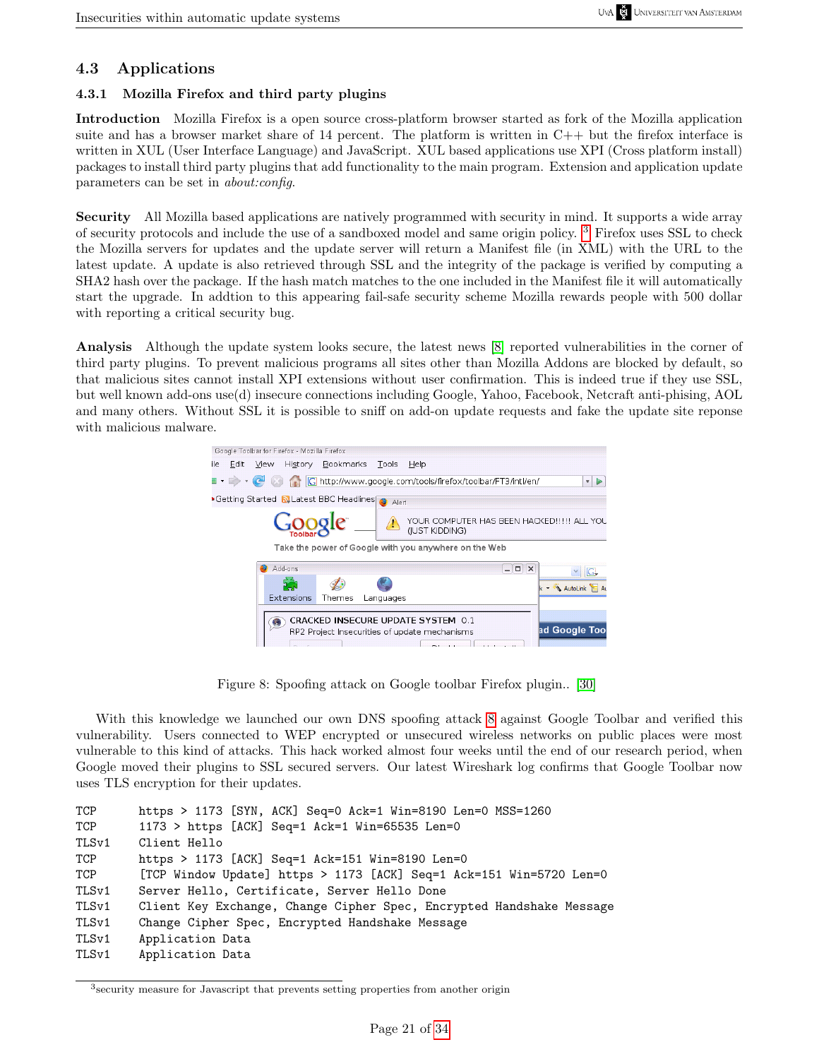## 4.3 Applications

### 4.3.1 Mozilla Firefox and third party plugins

**Introduction** Mozilla Firefox is a open source cross-platform browser started as fork of the Mozilla application suite and has a browser market share of 14 percent. The platform is written in C++ but the firefox interface is written in XUL (User Interface Language) and JavaScript. XUL based applications use XPI (Cross platform install) packages to install third party plugins that add functionality to the main program. Extension and application update parameters can be set in *about:config*.

**Security** All Mozilla based applications are natively programmed with security in mind. It supports a wide array of security protocols and include the use of a sandboxed model and same origin policy. [3] Firefox uses SSL to check the Mozilla servers for updates and the update server will return a Manifest file (in XML) with the URL to the latest update. A update is also retrieved through SSL and the integrity of the package is verified by computing a SHA2 hash over the package. If the hash match matches to the one included in the Manifest file it will automatically start the upgrade. In addtion to this appearing fail-safe security scheme Mozilla rewards people with 500 dollar with reporting a critical security bug.

**Analysis** Although the update system looks secure, the latest news [8] reported vulnerabilities in the corner of third party plugins. To prevent malicious programs all sites other than Mozilla Addons are blocked by default, so that malicious sites cannot install XPI extensions without user confirmation. This is indeed true if they use SSL, but well known add-ons use(d) insecure connections including Google, Yahoo, Facebook, Netcraft anti-phising, AOL and many others. Without SSL it is possible to sniff on add-on update requests and fake the update site reponse with malicious malware.

Figure 8: Spoofing attack on Google toolbar Firefox plugin.. [30]

With this knowledge we launched our own DNS spoofing attack [8] against Google Toolbar and verified this vulnerability. Users connected to WEP encrypted or unsecured wireless networks on public places were most vulnerable to this kind of attacks. This hack worked almost four weeks until the end of our research period, when Google moved their plugins to SSL secured servers. Our latest Wireshark log confirms that Google Toolbar now uses TLS encryption for their updates.

```
TCP      https > 1173 [SYN, ACK] Seq=0 Ack=1 Win=8190 Len=0 MSS=1260
TCP      1173 > https [ACK] Seq=1 Ack=1 Win=65535 Len=0
TLSv1    Client Hello
TCP      https > 1173 [ACK] Seq=1 Ack=151 Win=8190 Len=0
TCP      [TCP Window Update] https > 1173 [ACK] Seq=1 Ack=151 Win=5720 Len=0
TLSv1    Server Hello, Certificate, Server Hello Done
TLSv1    Client Key Exchange, Change Cipher Spec, Encrypted Handshake Message
TLSv1    Change Cipher Spec, Encrypted Handshake Message
TLSv1    Application Data
TLSv1    Application Data
```

[3] security measure for Javascript that prevents setting properties from another origin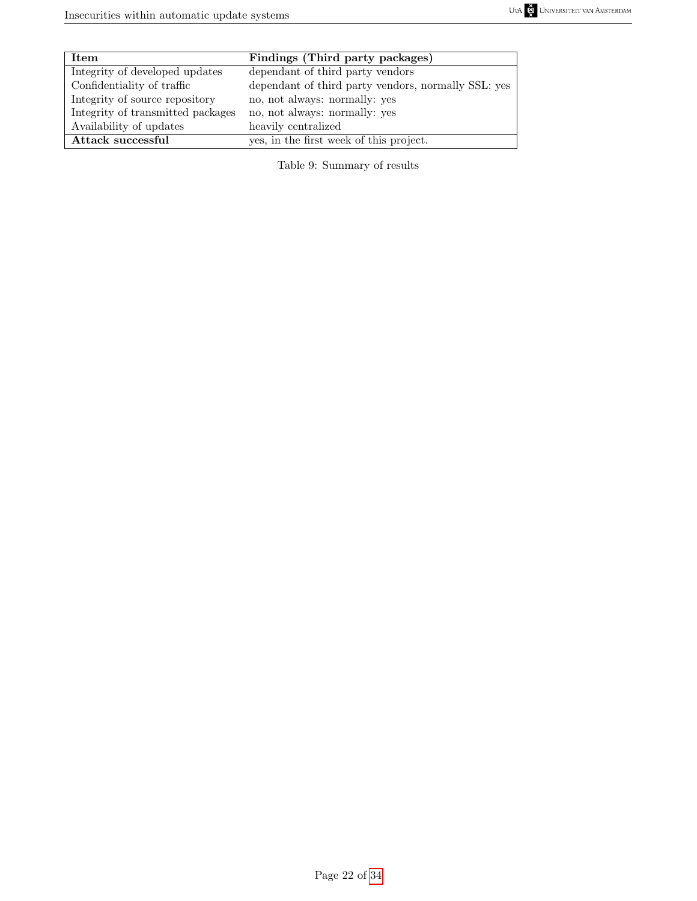| **Item** | **Findings (Third party packages)** |
| --- | --- |
| Integrity of developed updates | dependant of third party vendors |
| Confidentiality of traffic | dependant of third party vendors, normally SSL: yes |
| Integrity of source repository | no, not always: normally: yes |
| Integrity of transmitted packages | no, not always: normally: yes |
| Availability of updates | heavily centralized |
| **Attack successful** | yes, in the first week of this project. |

Table 9: Summary of results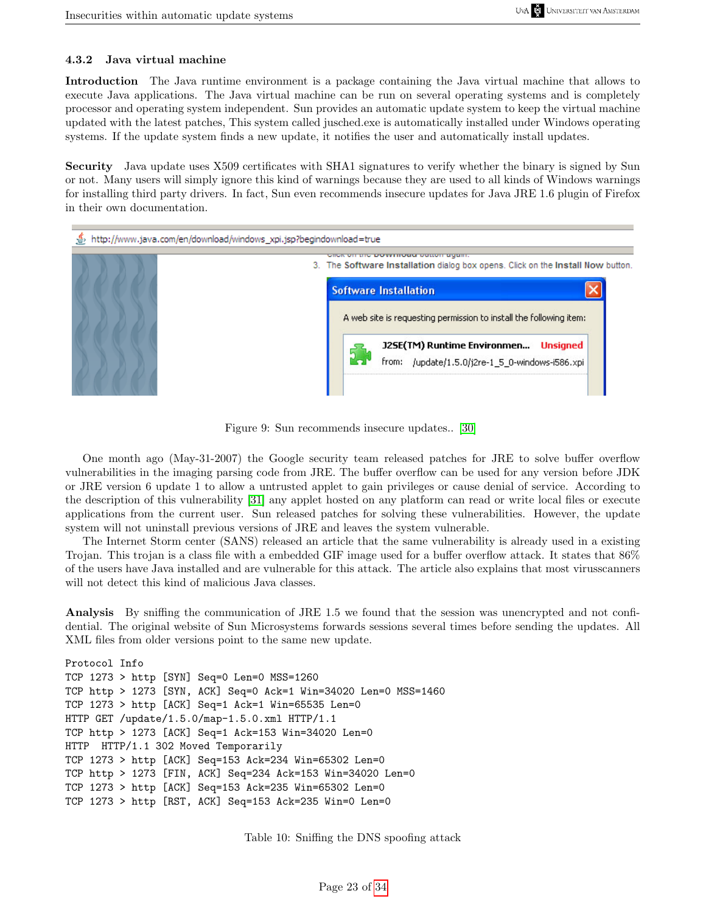### 4.3.2 Java virtual machine

**Introduction** The Java runtime environment is a package containing the Java virtual machine that allows to execute Java applications. The Java virtual machine can be run on several operating systems and is completely processor and operating system independent. Sun provides an automatic update system to keep the virtual machine updated with the latest patches, This system called jusched.exe is automatically installed under Windows operating systems. If the update system finds a new update, it notifies the user and automatically install updates.

**Security** Java update uses X509 certificates with SHA1 signatures to verify whether the binary is signed by Sun or not. Many users will simply ignore this kind of warnings because they are used to all kinds of Windows warnings for installing third party drivers. In fact, Sun even recommends insecure updates for Java JRE 1.6 plugin of Firefox in their own documentation.

Figure 9: Sun recommends insecure updates.. [30]

One month ago (May-31-2007) the Google security team released patches for JRE to solve buffer overflow vulnerabilities in the imaging parsing code from JRE. The buffer overflow can be used for any version before JDK or JRE version 6 update 1 to allow a untrusted applet to gain privileges or cause denial of service. According to the description of this vulnerability [31] any applet hosted on any platform can read or write local files or execute applications from the current user. Sun released patches for solving these vulnerabilities. However, the update system will not uninstall previous versions of JRE and leaves the system vulnerable.

The Internet Storm center (SANS) released an article that the same vulnerability is already used in a existing Trojan. This trojan is a class file with a embedded GIF image used for a buffer overflow attack. It states that 86% of the users have Java installed and are vulnerable for this attack. The article also explains that most virusscanners will not detect this kind of malicious Java classes.

**Analysis** By sniffing the communication of JRE 1.5 we found that the session was unencrypted and not confidential. The original website of Sun Microsystems forwards sessions several times before sending the updates. All XML files from older versions point to the same new update.

```
Protocol Info
TCP 1273 > http [SYN] Seq=0 Len=0 MSS=1260
TCP http > 1273 [SYN, ACK] Seq=0 Ack=1 Win=34020 Len=0 MSS=1460
TCP 1273 > http [ACK] Seq=1 Ack=1 Win=65535 Len=0
HTTP GET /update/1.5.0/map-1.5.0.xml HTTP/1.1
TCP http > 1273 [ACK] Seq=1 Ack=153 Win=34020 Len=0
HTTP  HTTP/1.1 302 Moved Temporarily
TCP 1273 > http [ACK] Seq=153 Ack=234 Win=65302 Len=0
TCP http > 1273 [FIN, ACK] Seq=234 Ack=153 Win=34020 Len=0
TCP 1273 > http [ACK] Seq=153 Ack=235 Win=65302 Len=0
TCP 1273 > http [RST, ACK] Seq=153 Ack=235 Win=0 Len=0
```

Table 10: Sniffing the DNS spoofing attack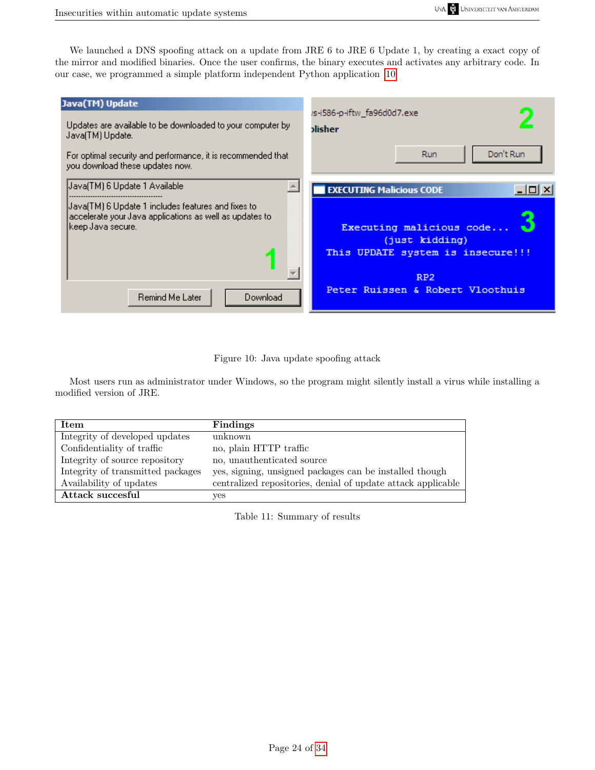We launched a DNS spoofing attack on a update from JRE 6 to JRE 6 Update 1, by creating a exact copy of the mirror and modified binaries. Once the user confirms, the binary executes and activates any arbitrary code. In our case, we programmed a simple platform independent Python application [10]

Figure 10: Java update spoofing attack

Most users run as administrator under Windows, so the program might silently install a virus while installing a modified version of JRE.

| Item | Findings |
|---|---|
| Integrity of developed updates | unknown |
| Confidentiality of traffic | no, plain HTTP traffic |
| Integrity of source repository | no, unauthenticated source |
| Integrity of transmitted packages | yes, signing, unsigned packages can be installed though |
| Availability of updates | centralized repositories, denial of update attack applicable |
| **Attack succesful** | yes |

Table 11: Summary of results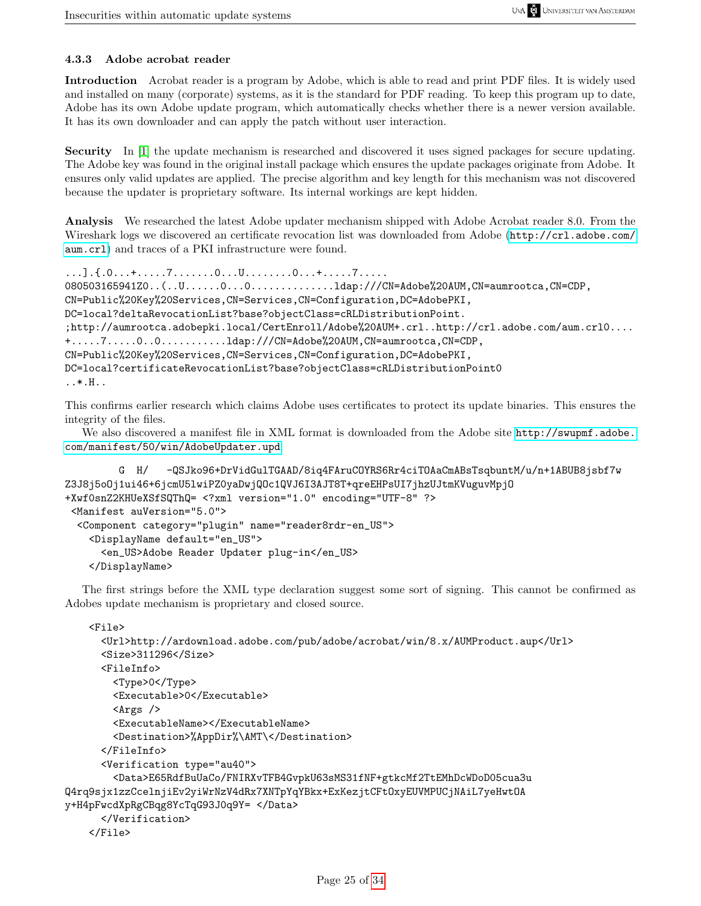### 4.3.3 Adobe acrobat reader

**Introduction** Acrobat reader is a program by Adobe, which is able to read and print PDF files. It is widely used and installed on many (corporate) systems, as it is the standard for PDF reading. To keep this program up to date, Adobe has its own Adobe update program, which automatically checks whether there is a newer version available. It has its own downloader and can apply the patch without user interaction.

**Security** In [1] the update mechanism is researched and discovered it uses signed packages for secure updating. The Adobe key was found in the original install package which ensures the update packages originate from Adobe. It ensures only valid updates are applied. The precise algorithm and key length for this mechanism was not discovered because the updater is proprietary software. Its internal workings are kept hidden.

**Analysis** We researched the latest Adobe updater mechanism shipped with Adobe Acrobat reader 8.0. From the Wireshark logs we discovered an certificate revocation list was downloaded from Adobe (http://crl.adobe.com/aum.crl) and traces of a PKI infrastructure were found.

```
...].{.0...+.....7.......0...U........0...+.....7.....
080503165941Z0..(..U......0...0.............ldap:///CN=Adobe%20AUM,CN=aumrootca,CN=CDP,
CN=Public%20Key%20Services,CN=Services,CN=Configuration,DC=AdobePKI,
DC=local?deltaRevocationList?base?objectClass=cRLDistributionPoint.
;http://aumrootca.adobepki.local/CertEnroll/Adobe%20AUM+.crl..http://crl.adobe.com/aum.crl0....
+.....7.....0..0..........ldap:///CN=Adobe%20AUM,CN=aumrootca,CN=CDP,
CN=Public%20Key%20Services,CN=Services,CN=Configuration,DC=AdobePKI,
DC=local?certificateRevocationList?base?objectClass=cRLDistributionPoint0
..*.H..
```

This confirms earlier research which claims Adobe uses certificates to protect its update binaries. This ensures the integrity of the files.

We also discovered a manifest file in XML format is downloaded from the Adobe site http://swupmf.adobe.com/manifest/50/win/AdobeUpdater.upd

```
        G  H/   -QSJko96+DrVidGulTGAAD/8iq4FAruCOYRS6Rr4ciTOAaCmABsTsqbuntM/u/n+1ABUB8jsbf7w
Z3J8j5oOj1ui46+6jcmU5lwiPZOyaDwjQOc1QVJ6I3AJT8T+qreEHPsUI7jhzUJtmKVuguvMpjO
+XwfOsnZ2KHUeXSfSQThQ= <?xml version="1.0" encoding="UTF-8" ?>
 <Manifest auVersion="5.0">
  <Component category="plugin" name="reader8rdr-en_US">
    <DisplayName default="en_US">
      <en_US>Adobe Reader Updater plug-in</en_US>
    </DisplayName>
```

The first strings before the XML type declaration suggest some sort of signing. This cannot be confirmed as Adobes update mechanism is proprietary and closed source.

```
    <File>
      <Url>http://ardownload.adobe.com/pub/adobe/acrobat/win/8.x/AUMProduct.aup</Url>
      <Size>311296</Size>
      <FileInfo>
        <Type>0</Type>
        <Executable>0</Executable>
        <Args />
        <ExecutableName></ExecutableName>
        <Destination>%AppDir%\AMT\</Destination>
      </FileInfo>
      <Verification type="au40">
        <Data>E65RdfBuUaCo/FNIRXvTFB4GvpkU63sMS31fNF+gtkcMf2TtEMhDcWDoD05cua3u
Q4rq9sjx1zzCcelnjiEv2yiWrNzV4dRx7XNTpYqYBkx+ExKezjtCFtOxyEUVMPUCjNAiL7yeHwtOA
y+H4pFwcdXpRgCBqg8YcTqG93J0q9Y= </Data>
      </Verification>
    </File>
```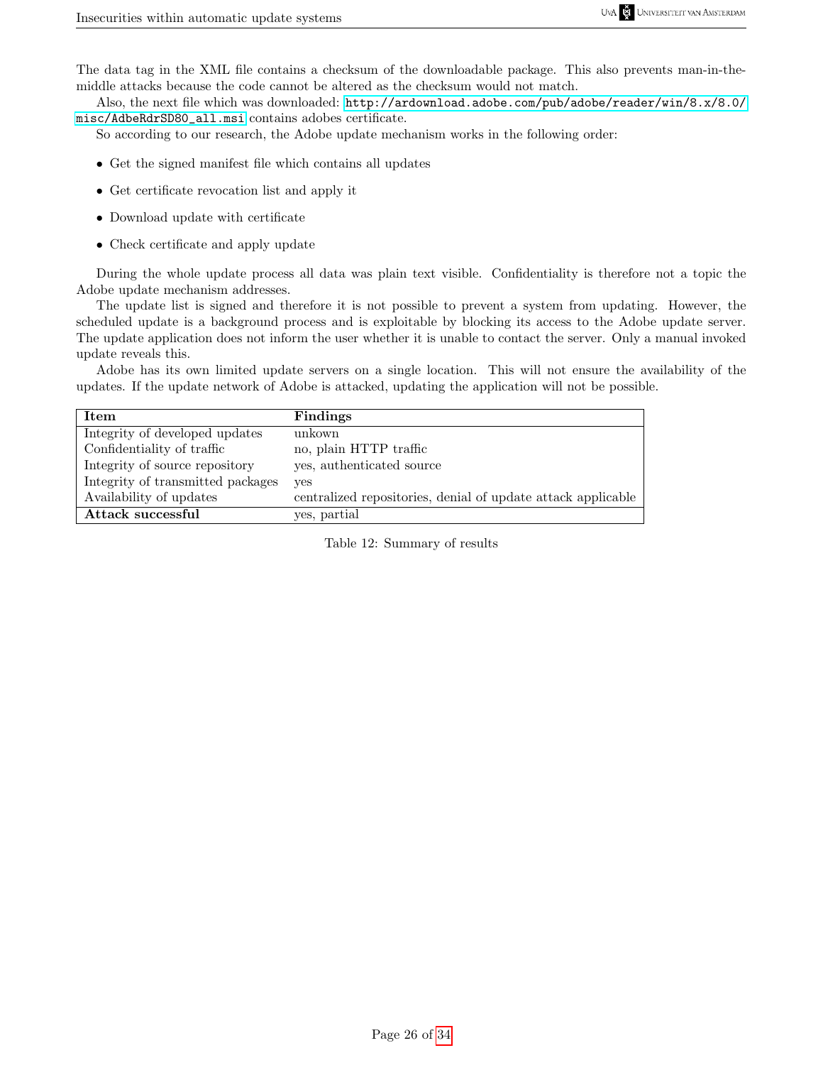The data tag in the XML file contains a checksum of the downloadable package. This also prevents man-in-the-middle attacks because the code cannot be altered as the checksum would not match.

Also, the next file which was downloaded: http://ardownload.adobe.com/pub/adobe/reader/win/8.x/8.0/misc/AdbeRdrSD80_all.msi contains adobes certificate.

So according to our research, the Adobe update mechanism works in the following order:

- Get the signed manifest file which contains all updates
- Get certificate revocation list and apply it
- Download update with certificate
- Check certificate and apply update

During the whole update process all data was plain text visible. Confidentiality is therefore not a topic the Adobe update mechanism addresses.

The update list is signed and therefore it is not possible to prevent a system from updating. However, the scheduled update is a background process and is exploitable by blocking its access to the Adobe update server. The update application does not inform the user whether it is unable to contact the server. Only a manual invoked update reveals this.

Adobe has its own limited update servers on a single location. This will not ensure the availability of the updates. If the update network of Adobe is attacked, updating the application will not be possible.

| **Item** | **Findings** |
|---|---|
| Integrity of developed updates | unkown |
| Confidentiality of traffic | no, plain HTTP traffic |
| Integrity of source repository | yes, authenticated source |
| Integrity of transmitted packages | yes |
| Availability of updates | centralized repositories, denial of update attack applicable |
| **Attack successful** | yes, partial |

Table 12: Summary of results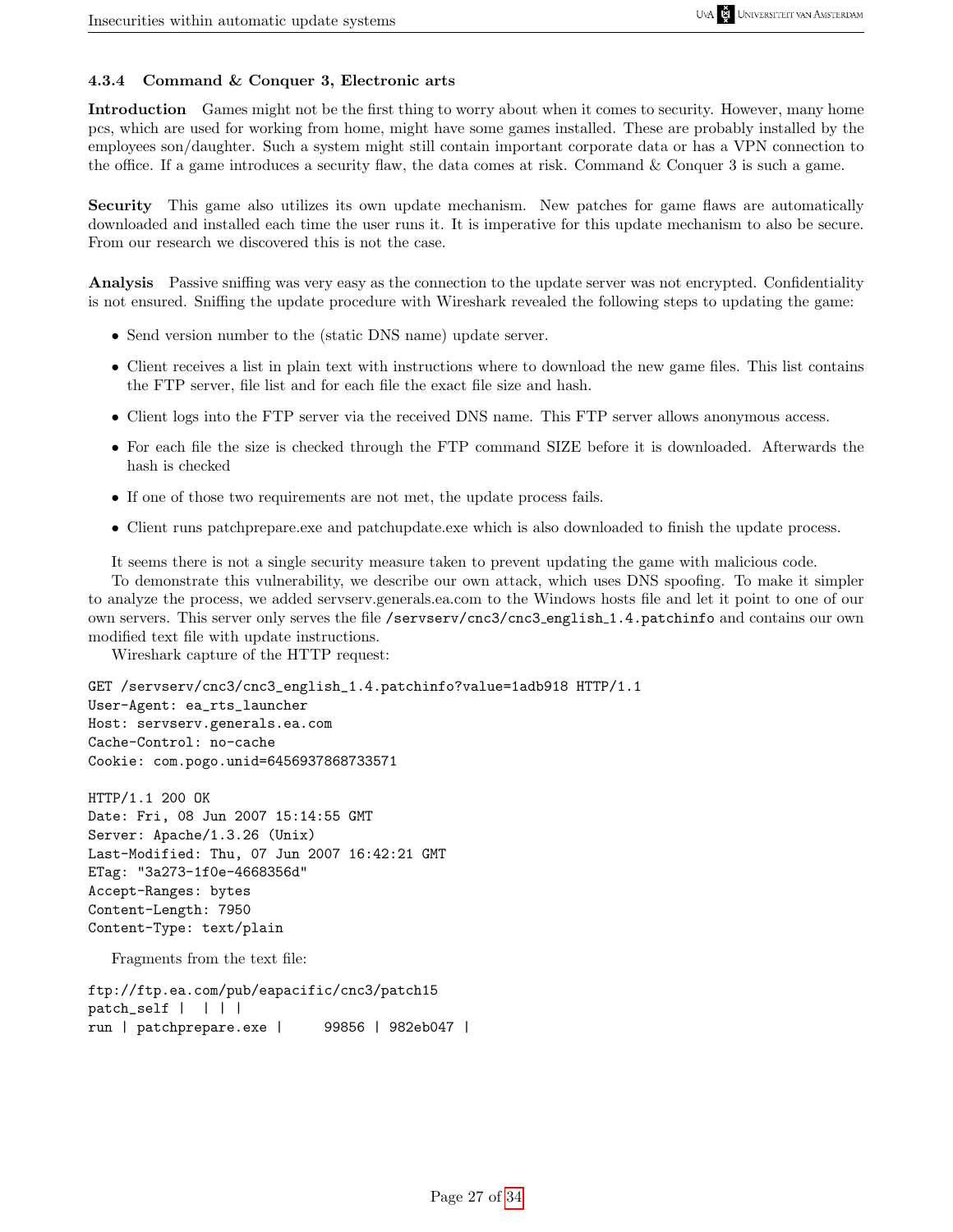#### 4.3.4 Command & Conquer 3, Electronic arts

**Introduction** Games might not be the first thing to worry about when it comes to security. However, many home pcs, which are used for working from home, might have some games installed. These are probably installed by the employees son/daughter. Such a system might still contain important corporate data or has a VPN connection to the office. If a game introduces a security flaw, the data comes at risk. Command & Conquer 3 is such a game.

**Security** This game also utilizes its own update mechanism. New patches for game flaws are automatically downloaded and installed each time the user runs it. It is imperative for this update mechanism to also be secure. From our research we discovered this is not the case.

**Analysis** Passive sniffing was very easy as the connection to the update server was not encrypted. Confidentiality is not ensured. Sniffing the update procedure with Wireshark revealed the following steps to updating the game:

- Send version number to the (static DNS name) update server.
- Client receives a list in plain text with instructions where to download the new game files. This list contains the FTP server, file list and for each file the exact file size and hash.
- Client logs into the FTP server via the received DNS name. This FTP server allows anonymous access.
- For each file the size is checked through the FTP command SIZE before it is downloaded. Afterwards the hash is checked
- If one of those two requirements are not met, the update process fails.
- Client runs patchprepare.exe and patchupdate.exe which is also downloaded to finish the update process.

It seems there is not a single security measure taken to prevent updating the game with malicious code.

To demonstrate this vulnerability, we describe our own attack, which uses DNS spoofing. To make it simpler to analyze the process, we added servserv.generals.ea.com to the Windows hosts file and let it point to one of our own servers. This server only serves the file `/servserv/cnc3/cnc3_english_1.4.patchinfo` and contains our own modified text file with update instructions.

Wireshark capture of the HTTP request:

```
GET /servserv/cnc3/cnc3_english_1.4.patchinfo?value=1adb918 HTTP/1.1
User-Agent: ea_rts_launcher
Host: servserv.generals.ea.com
Cache-Control: no-cache
Cookie: com.pogo.unid=6456937868733571

HTTP/1.1 200 OK
Date: Fri, 08 Jun 2007 15:14:55 GMT
Server: Apache/1.3.26 (Unix)
Last-Modified: Thu, 07 Jun 2007 16:42:21 GMT
ETag: "3a273-1f0e-4668356d"
Accept-Ranges: bytes
Content-Length: 7950
Content-Type: text/plain
```

Fragments from the text file:

```
ftp://ftp.ea.com/pub/eapacific/cnc3/patch15
patch_self |  | | |
run | patchprepare.exe |     99856 | 982eb047 |
```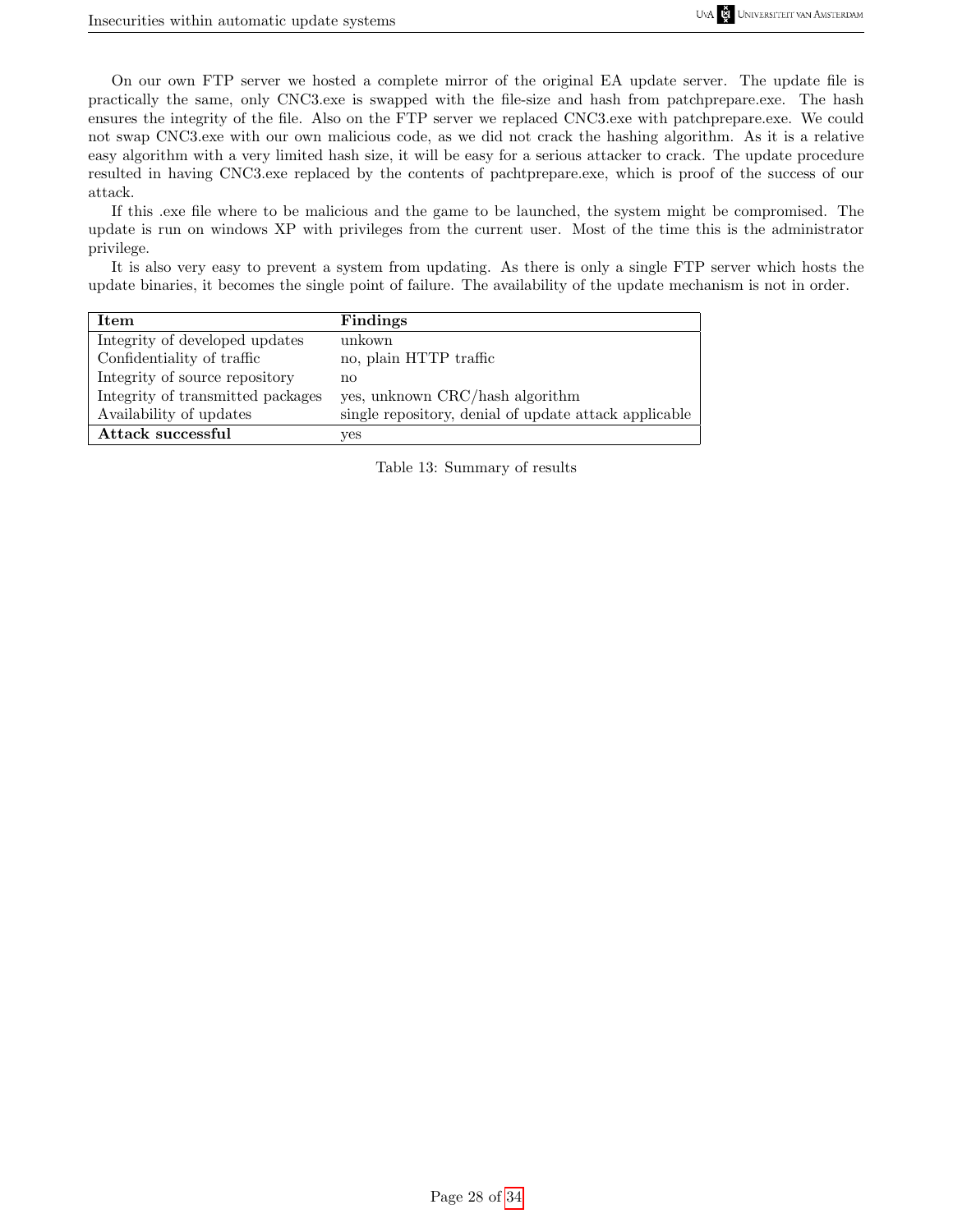On our own FTP server we hosted a complete mirror of the original EA update server. The update file is practically the same, only CNC3.exe is swapped with the file-size and hash from patchprepare.exe. The hash ensures the integrity of the file. Also on the FTP server we replaced CNC3.exe with patchprepare.exe. We could not swap CNC3.exe with our own malicious code, as we did not crack the hashing algorithm. As it is a relative easy algorithm with a very limited hash size, it will be easy for a serious attacker to crack. The update procedure resulted in having CNC3.exe replaced by the contents of pachtprepare.exe, which is proof of the success of our attack.

If this .exe file where to be malicious and the game to be launched, the system might be compromised. The update is run on windows XP with privileges from the current user. Most of the time this is the administrator privilege.

It is also very easy to prevent a system from updating. As there is only a single FTP server which hosts the update binaries, it becomes the single point of failure. The availability of the update mechanism is not in order.

| Item | Findings |
|---|---|
| Integrity of developed updates | unkown |
| Confidentiality of traffic | no, plain HTTP traffic |
| Integrity of source repository | no |
| Integrity of transmitted packages | yes, unknown CRC/hash algorithm |
| Availability of updates | single repository, denial of update attack applicable |
| **Attack successful** | yes |

Table 13: Summary of results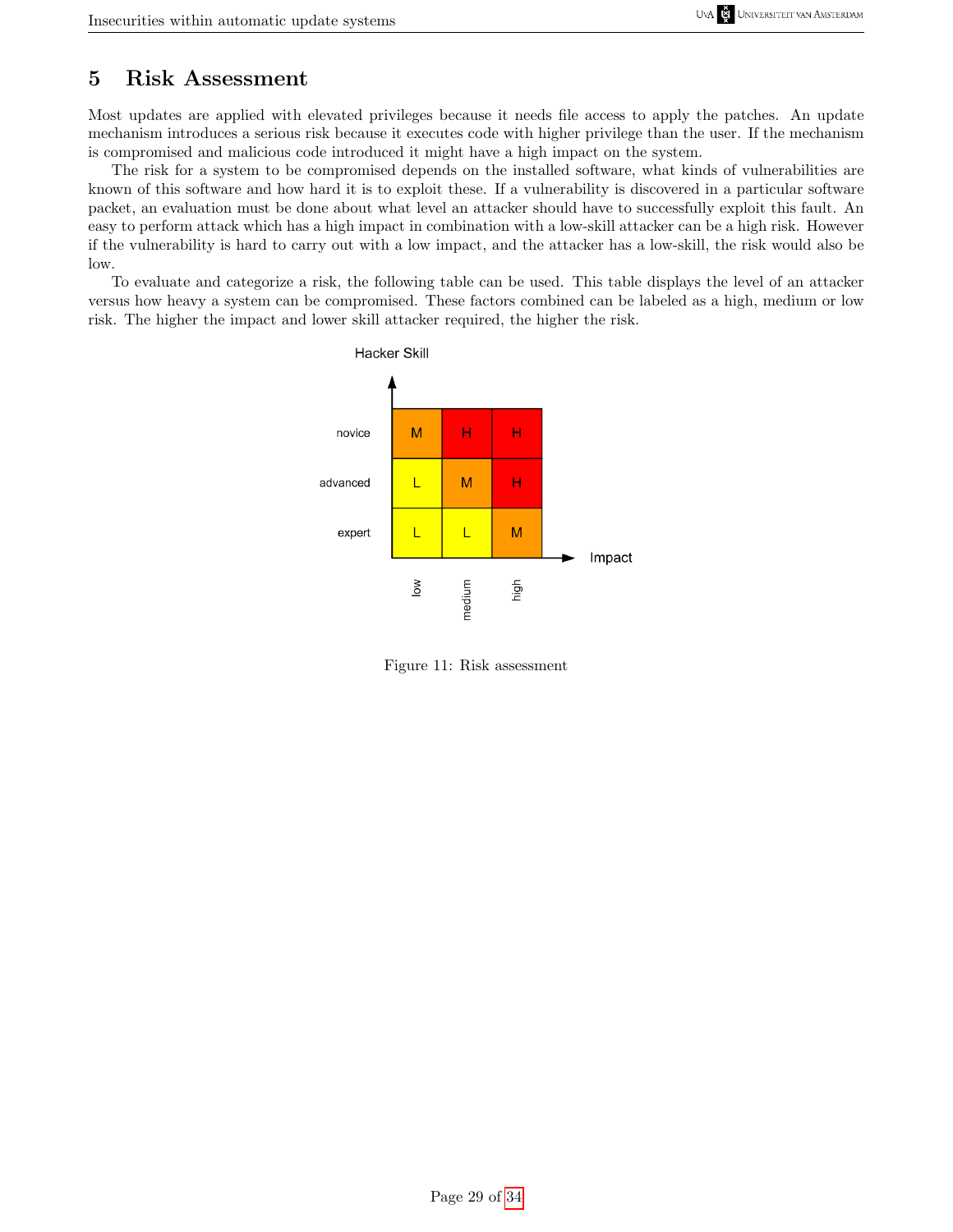# 5 Risk Assessment

Most updates are applied with elevated privileges because it needs file access to apply the patches. An update mechanism introduces a serious risk because it executes code with higher privilege than the user. If the mechanism is compromised and malicious code introduced it might have a high impact on the system.

The risk for a system to be compromised depends on the installed software, what kinds of vulnerabilities are known of this software and how hard it is to exploit these. If a vulnerability is discovered in a particular software packet, an evaluation must be done about what level an attacker should have to successfully exploit this fault. An easy to perform attack which has a high impact in combination with a low-skill attacker can be a high risk. However if the vulnerability is hard to carry out with a low impact, and the attacker has a low-skill, the risk would also be low.

To evaluate and categorize a risk, the following table can be used. This table displays the level of an attacker versus how heavy a system can be compromised. These factors combined can be labeled as a high, medium or low risk. The higher the impact and lower skill attacker required, the higher the risk.

| Hacker Skill \ Impact | low | medium | high |
|---|---|---|---|
| novice | M | H | H |
| advanced | L | M | H |
| expert | L | L | M |

Figure 11: Risk assessment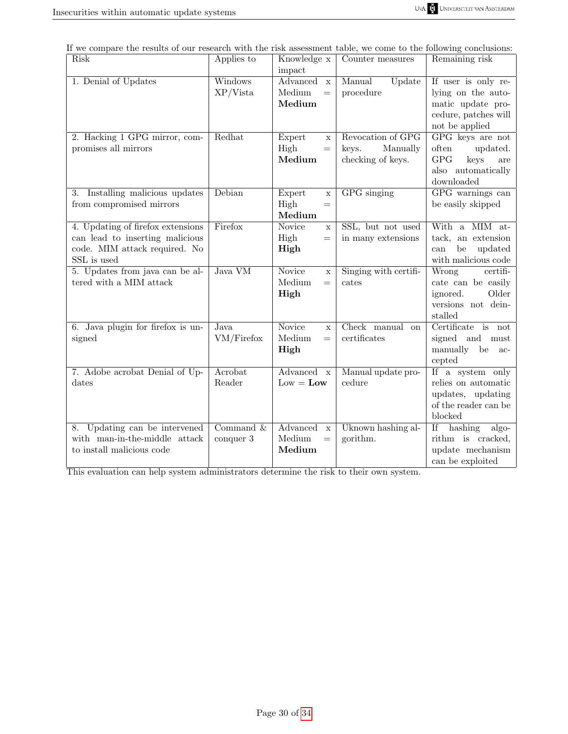If we compare the results of our research with the risk assessment table, we come to the following conclusions:

| Risk | Applies to | Knowledge x impact | Counter measures | Remaining risk |
|---|---|---|---|---|
| 1. Denial of Updates | Windows XP/Vista | Advanced x Medium = **Medium** | Manual Update procedure | If user is only relying on the automatic update procedure, patches will not be applied |
| 2. Hacking 1 GPG mirror, compromises all mirrors | Redhat | Expert x High = **Medium** | Revocation of GPG keys. Manually checking of keys. | GPG keys are not often updated. GPG keys are also automatically downloaded |
| 3. Installing malicious updates from compromised mirrors | Debian | Expert x High = **Medium** | GPG singing | GPG warnings can be easily skipped |
| 4. Updating of firefox extensions can lead to inserting malicious code. MIM attack required. No SSL is used | Firefox | Novice x High = **High** | SSL, but not used in many extensions | With a MIM attack, an extension can be updated with malicious code |
| 5. Updates from java can be altered with a MIM attack | Java VM | Novice x Medium = **High** | Singing with certificates | Wrong certificate can be easily ignored. Older versions not deinstalled |
| 6. Java plugin for firefox is unsigned | Java VM/Firefox | Novice x Medium = **High** | Check manual on certificates | Certificate is not signed and must manually be accepted |
| 7. Adobe acrobat Denial of Updates | Acrobat Reader | Advanced x Low = **Low** | Manual update procedure | If a system only relies on automatic updates, updating of the reader can be blocked |
| 8. Updating can be intervened with man-in-the-middle attack to install malicious code | Command & conquer 3 | Advanced x Medium = **Medium** | Uknown hashing algorithm. | If hashing algorithm is cracked, update mechanism can be exploited |

This evaluation can help system administrators determine the risk to their own system.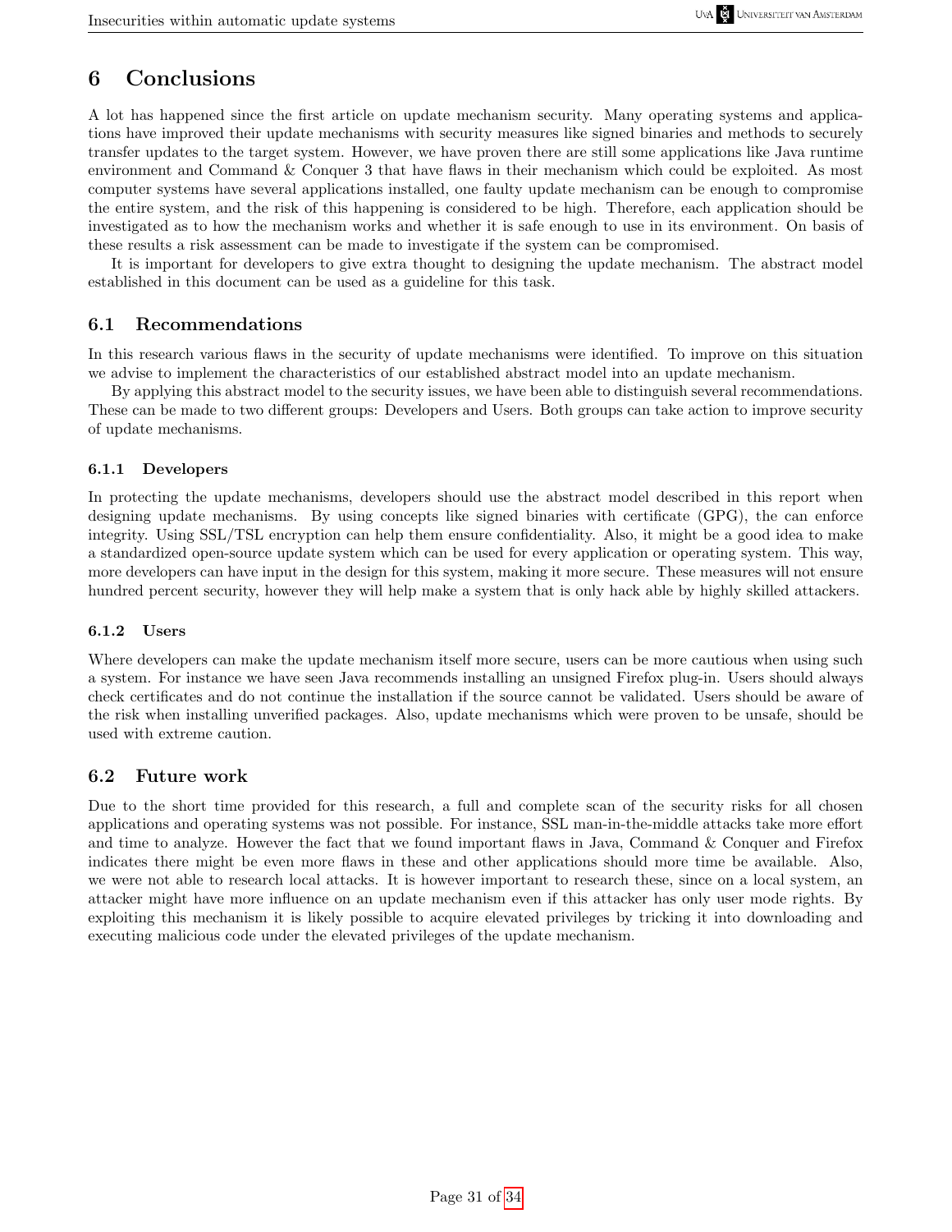# 6 Conclusions

A lot has happened since the first article on update mechanism security. Many operating systems and applications have improved their update mechanisms with security measures like signed binaries and methods to securely transfer updates to the target system. However, we have proven there are still some applications like Java runtime environment and Command & Conquer 3 that have flaws in their mechanism which could be exploited. As most computer systems have several applications installed, one faulty update mechanism can be enough to compromise the entire system, and the risk of this happening is considered to be high. Therefore, each application should be investigated as to how the mechanism works and whether it is safe enough to use in its environment. On basis of these results a risk assessment can be made to investigate if the system can be compromised.

It is important for developers to give extra thought to designing the update mechanism. The abstract model established in this document can be used as a guideline for this task.

## 6.1 Recommendations

In this research various flaws in the security of update mechanisms were identified. To improve on this situation we advise to implement the characteristics of our established abstract model into an update mechanism.

By applying this abstract model to the security issues, we have been able to distinguish several recommendations. These can be made to two different groups: Developers and Users. Both groups can take action to improve security of update mechanisms.

### 6.1.1 Developers

In protecting the update mechanisms, developers should use the abstract model described in this report when designing update mechanisms. By using concepts like signed binaries with certificate (GPG), the can enforce integrity. Using SSL/TSL encryption can help them ensure confidentiality. Also, it might be a good idea to make a standardized open-source update system which can be used for every application or operating system. This way, more developers can have input in the design for this system, making it more secure. These measures will not ensure hundred percent security, however they will help make a system that is only hack able by highly skilled attackers.

### 6.1.2 Users

Where developers can make the update mechanism itself more secure, users can be more cautious when using such a system. For instance we have seen Java recommends installing an unsigned Firefox plug-in. Users should always check certificates and do not continue the installation if the source cannot be validated. Users should be aware of the risk when installing unverified packages. Also, update mechanisms which were proven to be unsafe, should be used with extreme caution.

## 6.2 Future work

Due to the short time provided for this research, a full and complete scan of the security risks for all chosen applications and operating systems was not possible. For instance, SSL man-in-the-middle attacks take more effort and time to analyze. However the fact that we found important flaws in Java, Command & Conquer and Firefox indicates there might be even more flaws in these and other applications should more time be available. Also, we were not able to research local attacks. It is however important to research these, since on a local system, an attacker might have more influence on an update mechanism even if this attacker has only user mode rights. By exploiting this mechanism it is likely possible to acquire elevated privileges by tricking it into downloading and executing malicious code under the elevated privileges of the update mechanism.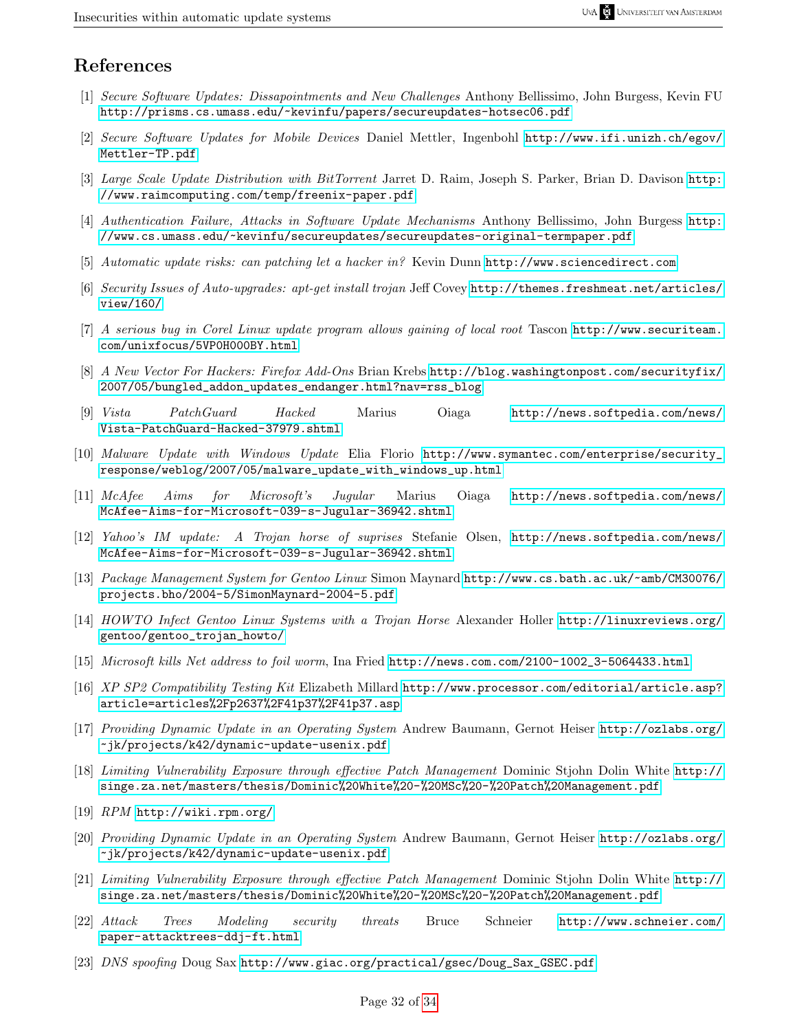## References

[1] *Secure Software Updates: Dissapointments and New Challenges* Anthony Bellissimo, John Burgess, Kevin FU http://prisms.cs.umass.edu/~kevinfu/papers/secureupdates-hotsec06.pdf

[2] *Secure Software Updates for Mobile Devices* Daniel Mettler, Ingenbohl http://www.ifi.unizh.ch/egov/Mettler-TP.pdf

[3] *Large Scale Update Distribution with BitTorrent* Jarret D. Raim, Joseph S. Parker, Brian D. Davison http://www.raimcomputing.com/temp/freenix-paper.pdf

[4] *Authentication Failure, Attacks in Software Update Mechanisms* Anthony Bellissimo, John Burgess http://www.cs.umass.edu/~kevinfu/secureupdates/secureupdates-original-termpaper.pdf

[5] *Automatic update risks: can patching let a hacker in?* Kevin Dunn http://www.sciencedirect.com

[6] *Security Issues of Auto-upgrades: apt-get install trojan* Jeff Covey http://themes.freshmeat.net/articles/view/160/

[7] *A serious bug in Corel Linux update program allows gaining of local root* Tascon http://www.securiteam.com/unixfocus/5VP0H000BY.html

[8] *A New Vector For Hackers: Firefox Add-Ons* Brian Krebs http://blog.washingtonpost.com/securityfix/2007/05/bungled_addon_updates_endanger.html?nav=rss_blog

[9] *Vista PatchGuard Hacked* Marius Oiaga http://news.softpedia.com/news/Vista-PatchGuard-Hacked-37979.shtml

[10] *Malware Update with Windows Update* Elia Florio http://www.symantec.com/enterprise/security_response/weblog/2007/05/malware_update_with_windows_up.html

[11] *McAfee Aims for Microsoft's Jugular* Marius Oiaga http://news.softpedia.com/news/McAfee-Aims-for-Microsoft-039-s-Jugular-36942.shtml

[12] *Yahoo's IM update: A Trojan horse of suprises* Stefanie Olsen, http://news.softpedia.com/news/McAfee-Aims-for-Microsoft-039-s-Jugular-36942.shtml

[13] *Package Management System for Gentoo Linux* Simon Maynard http://www.cs.bath.ac.uk/~amb/CM30076/projects.bho/2004-5/SimonMaynard-2004-5.pdf

[14] *HOWTO Infect Gentoo Linux Systems with a Trojan Horse* Alexander Holler http://linuxreviews.org/gentoo/gentoo_trojan_howto/

[15] *Microsoft kills Net address to foil worm*, Ina Fried http://news.com.com/2100-1002_3-5064433.html

[16] *XP SP2 Compatibility Testing Kit* Elizabeth Millard http://www.processor.com/editorial/article.asp?article=articles%2Fp2637%2F41p37%2F41p37.asp

[17] *Providing Dynamic Update in an Operating System* Andrew Baumann, Gernot Heiser http://ozlabs.org/~jk/projects/k42/dynamic-update-usenix.pdf

[18] *Limiting Vulnerability Exposure through effective Patch Management* Dominic Stjohn Dolin White http://singe.za.net/masters/thesis/Dominic%20White%20-%20MSc%20-%20Patch%20Management.pdf

[19] *RPM* http://wiki.rpm.org/

[20] *Providing Dynamic Update in an Operating System* Andrew Baumann, Gernot Heiser http://ozlabs.org/~jk/projects/k42/dynamic-update-usenix.pdf

[21] *Limiting Vulnerability Exposure through effective Patch Management* Dominic Stjohn Dolin White http://singe.za.net/masters/thesis/Dominic%20White%20-%20MSc%20-%20Patch%20Management.pdf

[22] *Attack Trees Modeling security threats* Bruce Schneier http://www.schneier.com/paper-attacktrees-ddj-ft.html

[23] *DNS spoofing* Doug Sax http://www.giac.org/practical/gsec/Doug_Sax_GSEC.pdf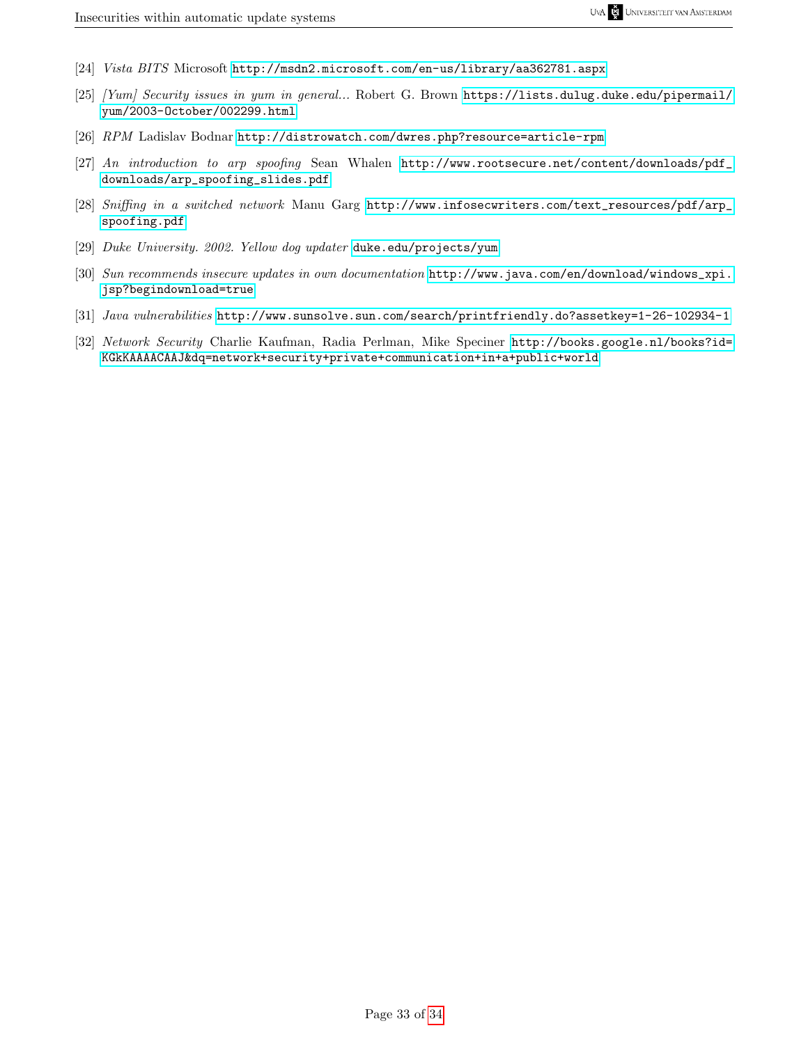[24] *Vista BITS* Microsoft http://msdn2.microsoft.com/en-us/library/aa362781.aspx

[25] *[Yum] Security issues in yum in general...* Robert G. Brown https://lists.dulug.duke.edu/pipermail/yum/2003-October/002299.html

[26] *RPM* Ladislav Bodnar http://distrowatch.com/dwres.php?resource=article-rpm

[27] *An introduction to arp spoofing* Sean Whalen http://www.rootsecure.net/content/downloads/pdf_downloads/arp_spoofing_slides.pdf

[28] *Sniffing in a switched network* Manu Garg http://www.infosecwriters.com/text_resources/pdf/arp_spoofing.pdf

[29] *Duke University. 2002. Yellow dog updater* duke.edu/projects/yum

[30] *Sun recommends insecure updates in own documentation* http://www.java.com/en/download/windows_xpi.jsp?begindownload=true

[31] *Java vulnerabilities* http://www.sunsolve.sun.com/search/printfriendly.do?assetkey=1-26-102934-1

[32] *Network Security* Charlie Kaufman, Radia Perlman, Mike Speciner http://books.google.nl/books?id=KGkKAAAACAAJ&dq=network+security+private+communication+in+a+public+world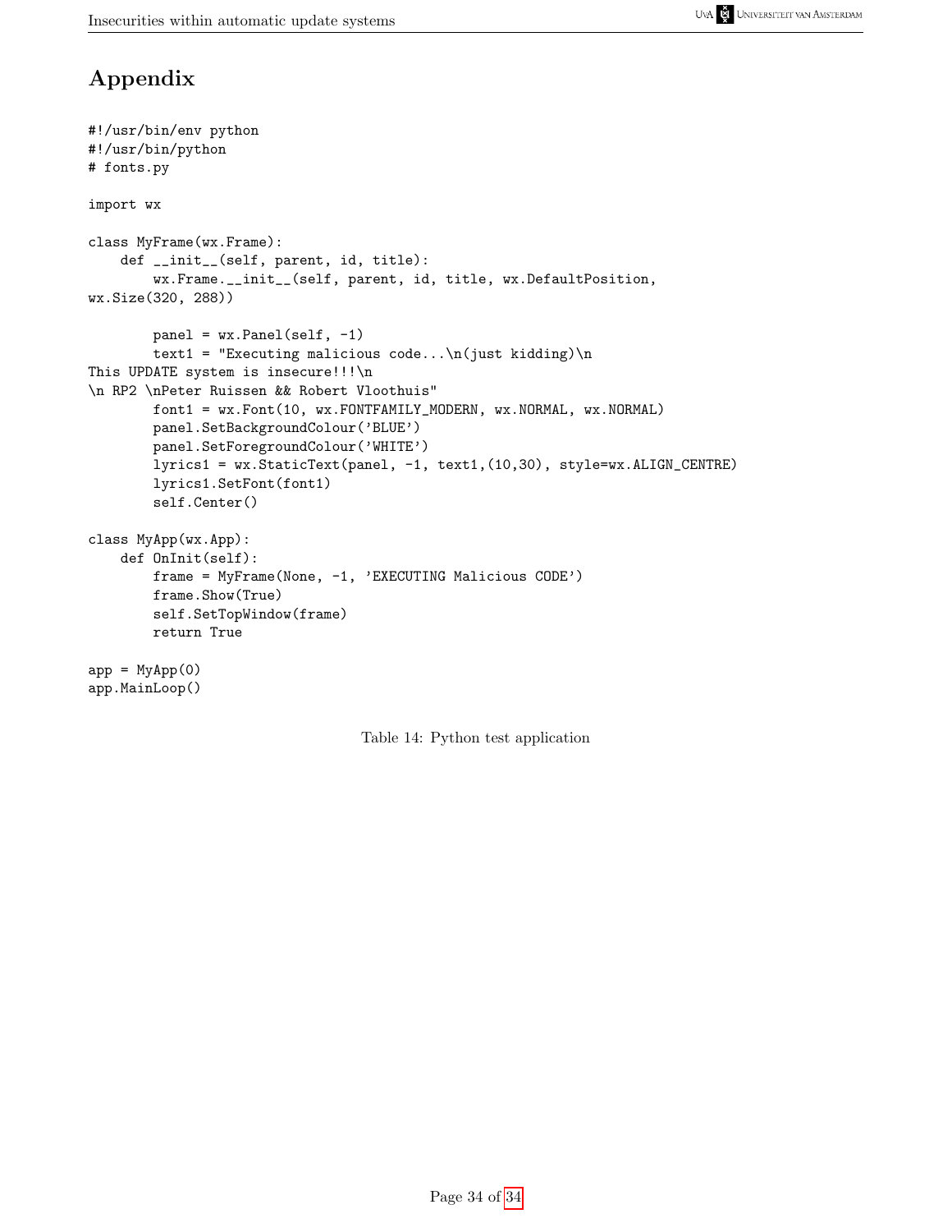# Appendix

```
#!/usr/bin/env python
#!/usr/bin/python
# fonts.py

import wx

class MyFrame(wx.Frame):
    def __init__(self, parent, id, title):
        wx.Frame.__init__(self, parent, id, title, wx.DefaultPosition,
wx.Size(320, 288))

        panel = wx.Panel(self, -1)
        text1 = "Executing malicious code...\n(just kidding)\n
This UPDATE system is insecure!!!\n
\n RP2 \nPeter Ruissen && Robert Vloothuis"
        font1 = wx.Font(10, wx.FONTFAMILY_MODERN, wx.NORMAL, wx.NORMAL)
        panel.SetBackgroundColour('BLUE')
        panel.SetForegroundColour('WHITE')
        lyrics1 = wx.StaticText(panel, -1, text1,(10,30), style=wx.ALIGN_CENTRE)
        lyrics1.SetFont(font1)
        self.Center()

class MyApp(wx.App):
    def OnInit(self):
        frame = MyFrame(None, -1, 'EXECUTING Malicious CODE')
        frame.Show(True)
        self.SetTopWindow(frame)
        return True

app = MyApp(0)
app.MainLoop()
```

Table 14: Python test application